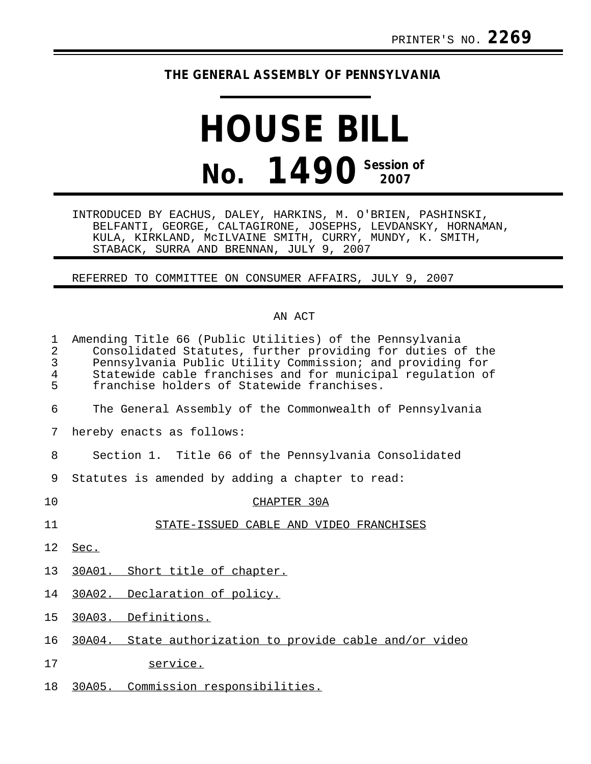PRINTER'S NO. **2269**

**THE GENERAL ASSEMBLY OF PENNSYLVANIA**

# HOUSE BILL

# No. 1490 Session of 2007

INTRODUCED BY EACHUS, DALEY, HARKINS, M. O'BRIEN, PASHINSKI, BELFANTI, GEORGE, CALTAGIRONE, JOSEPHS, LEVDANSKY, HORNAMAN, KULA, KIRKLAND, McILVAINE SMITH, CURRY, MUNDY, K. SMITH, STABACK, SURRA AND BRENNAN, JULY 9, 2007

REFERRED TO COMMITTEE ON CONSUMER AFFAIRS, JULY 9, 2007

AN ACT

Amending Title 66 (Public Utilities) of the Pennsylvania Consolidated Statutes, further providing for duties of the Pennsylvania Public Utility Commission; and providing for Statewide cable franchises and for municipal regulation of franchise holders of Statewide franchises.

The General Assembly of the Commonwealth of Pennsylvania hereby enacts as follows:

Section 1. Title 66 of the Pennsylvania Consolidated Statutes is amended by adding a chapter to read:

CHAPTER 30A

STATE-ISSUED CABLE AND VIDEO FRANCHISES

Sec.

30A01. Short title of chapter.

30A02. Declaration of policy.

30A03. Definitions.

30A04. State authorization to provide cable and/or video service.

30A05. Commission responsibilities.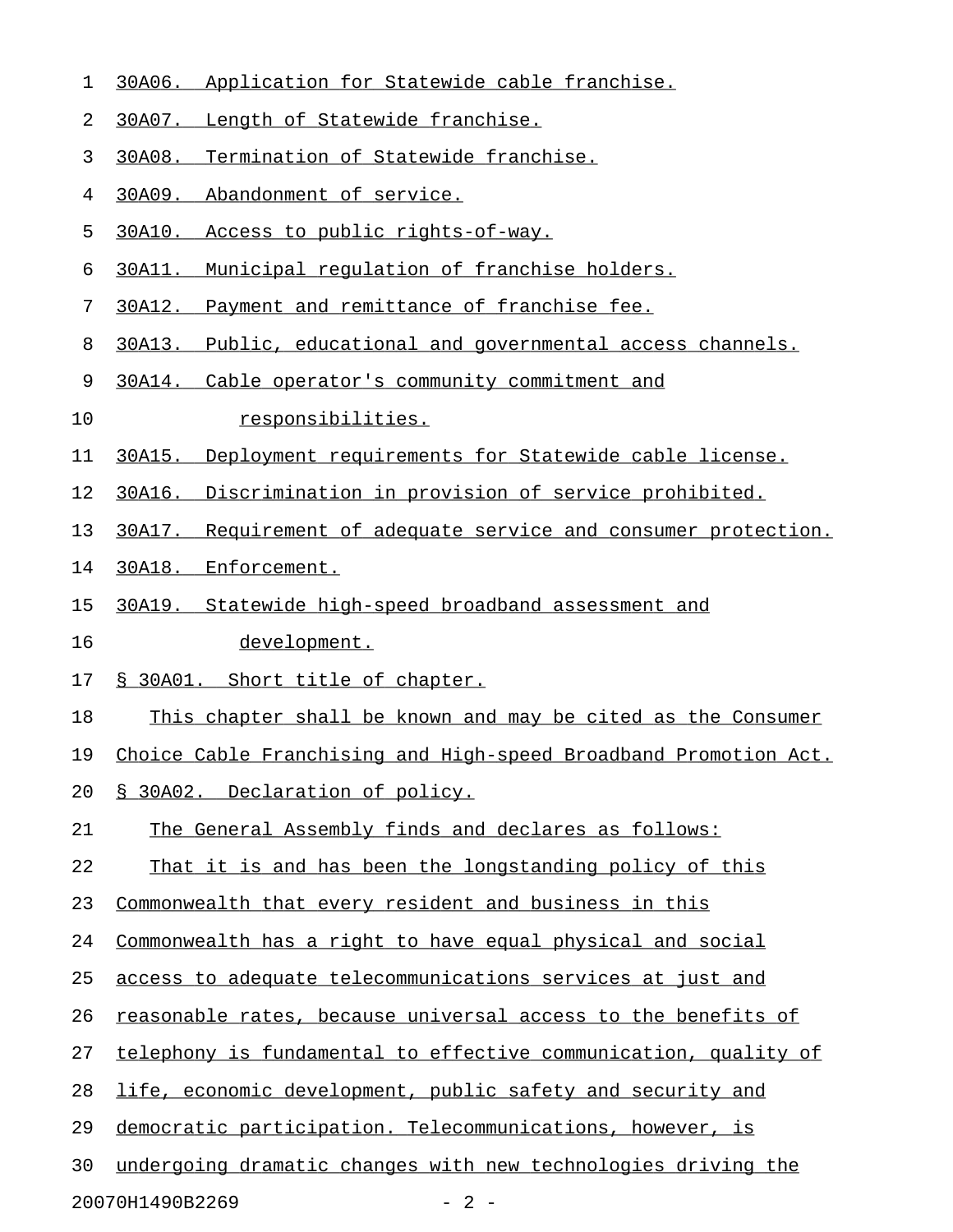30A06. Application for Statewide cable franchise.

30A07. Length of Statewide franchise.

30A08. Termination of Statewide franchise.

30A09. Abandonment of service.

30A10. Access to public rights-of-way.

30A11. Municipal regulation of franchise holders.

30A12. Payment and remittance of franchise fee.

30A13. Public, educational and governmental access channels.

30A14. Cable operator's community commitment and responsibilities.

30A15. Deployment requirements for Statewide cable license.

30A16. Discrimination in provision of service prohibited.

30A17. Requirement of adequate service and consumer protection.

30A18. Enforcement.

30A19. Statewide high-speed broadband assessment and development.

§ 30A01. Short title of chapter.

This chapter shall be known and may be cited as the Consumer Choice Cable Franchising and High-speed Broadband Promotion Act.

§ 30A02. Declaration of policy.

The General Assembly finds and declares as follows:

That it is and has been the longstanding policy of this Commonwealth that every resident and business in this Commonwealth has a right to have equal physical and social access to adequate telecommunications services at just and reasonable rates, because universal access to the benefits of telephony is fundamental to effective communication, quality of life, economic development, public safety and security and democratic participation. Telecommunications, however, is undergoing dramatic changes with new technologies driving the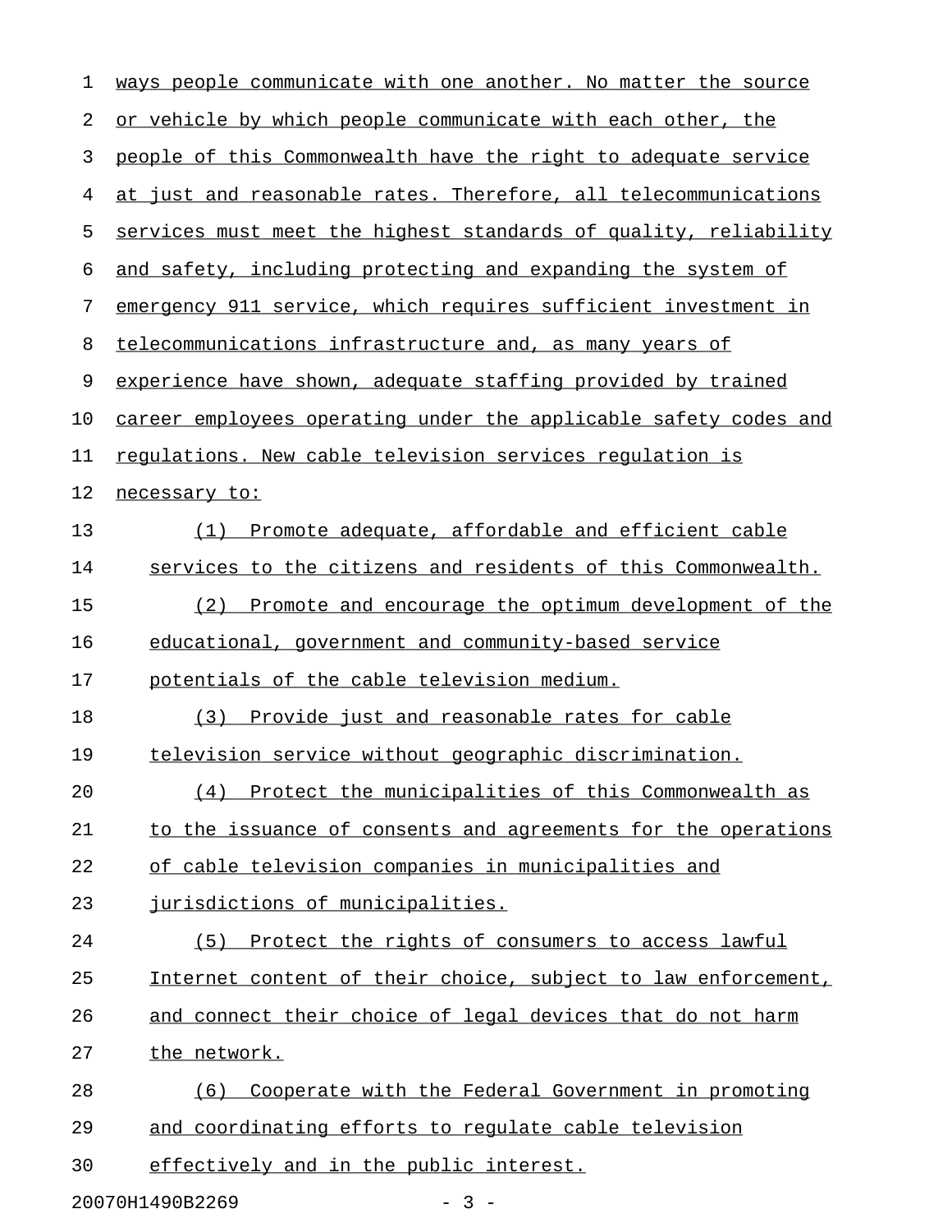ways people communicate with one another. No matter the source or vehicle by which people communicate with each other, the people of this Commonwealth have the right to adequate service at just and reasonable rates. Therefore, all telecommunications services must meet the highest standards of quality, reliability and safety, including protecting and expanding the system of emergency 911 service, which requires sufficient investment in telecommunications infrastructure and, as many years of experience have shown, adequate staffing provided by trained career employees operating under the applicable safety codes and regulations. New cable television services regulation is necessary to:

(1) Promote adequate, affordable and efficient cable services to the citizens and residents of this Commonwealth.

(2) Promote and encourage the optimum development of the educational, government and community-based service potentials of the cable television medium.

(3) Provide just and reasonable rates for cable television service without geographic discrimination.

(4) Protect the municipalities of this Commonwealth as to the issuance of consents and agreements for the operations of cable television companies in municipalities and jurisdictions of municipalities.

(5) Protect the rights of consumers to access lawful Internet content of their choice, subject to law enforcement, and connect their choice of legal devices that do not harm the network.

(6) Cooperate with the Federal Government in promoting and coordinating efforts to regulate cable television effectively and in the public interest.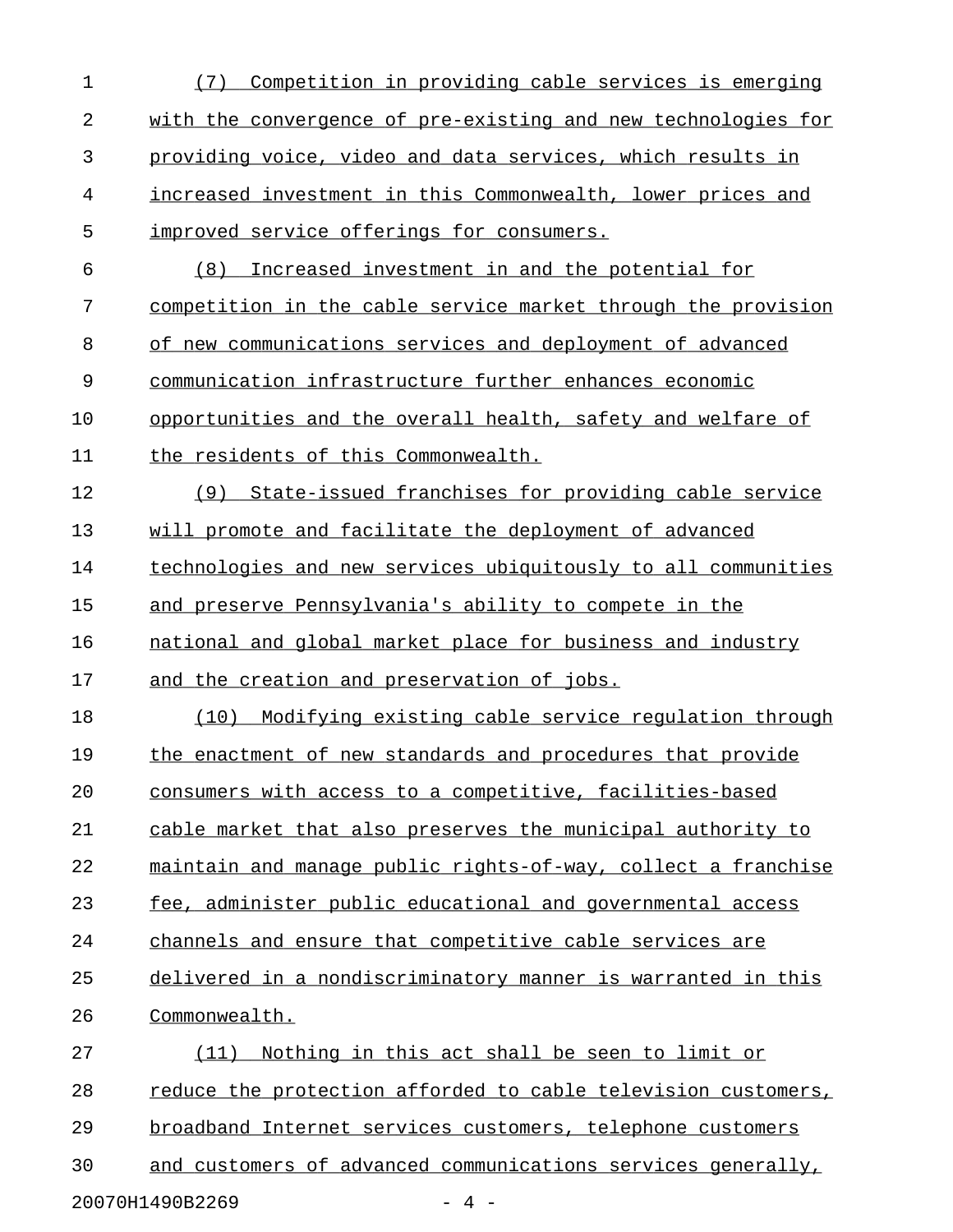(7) Competition in providing cable services is emerging with the convergence of pre-existing and new technologies for providing voice, video and data services, which results in increased investment in this Commonwealth, lower prices and improved service offerings for consumers.

(8) Increased investment in and the potential for competition in the cable service market through the provision of new communications services and deployment of advanced communication infrastructure further enhances economic opportunities and the overall health, safety and welfare of the residents of this Commonwealth.

(9) State-issued franchises for providing cable service will promote and facilitate the deployment of advanced technologies and new services ubiquitously to all communities and preserve Pennsylvania's ability to compete in the national and global market place for business and industry and the creation and preservation of jobs.

(10) Modifying existing cable service regulation through the enactment of new standards and procedures that provide consumers with access to a competitive, facilities-based cable market that also preserves the municipal authority to maintain and manage public rights-of-way, collect a franchise fee, administer public educational and governmental access channels and ensure that competitive cable services are delivered in a nondiscriminatory manner is warranted in this Commonwealth.

(11) Nothing in this act shall be seen to limit or reduce the protection afforded to cable television customers, broadband Internet services customers, telephone customers and customers of advanced communications services generally,

20070H1490B2269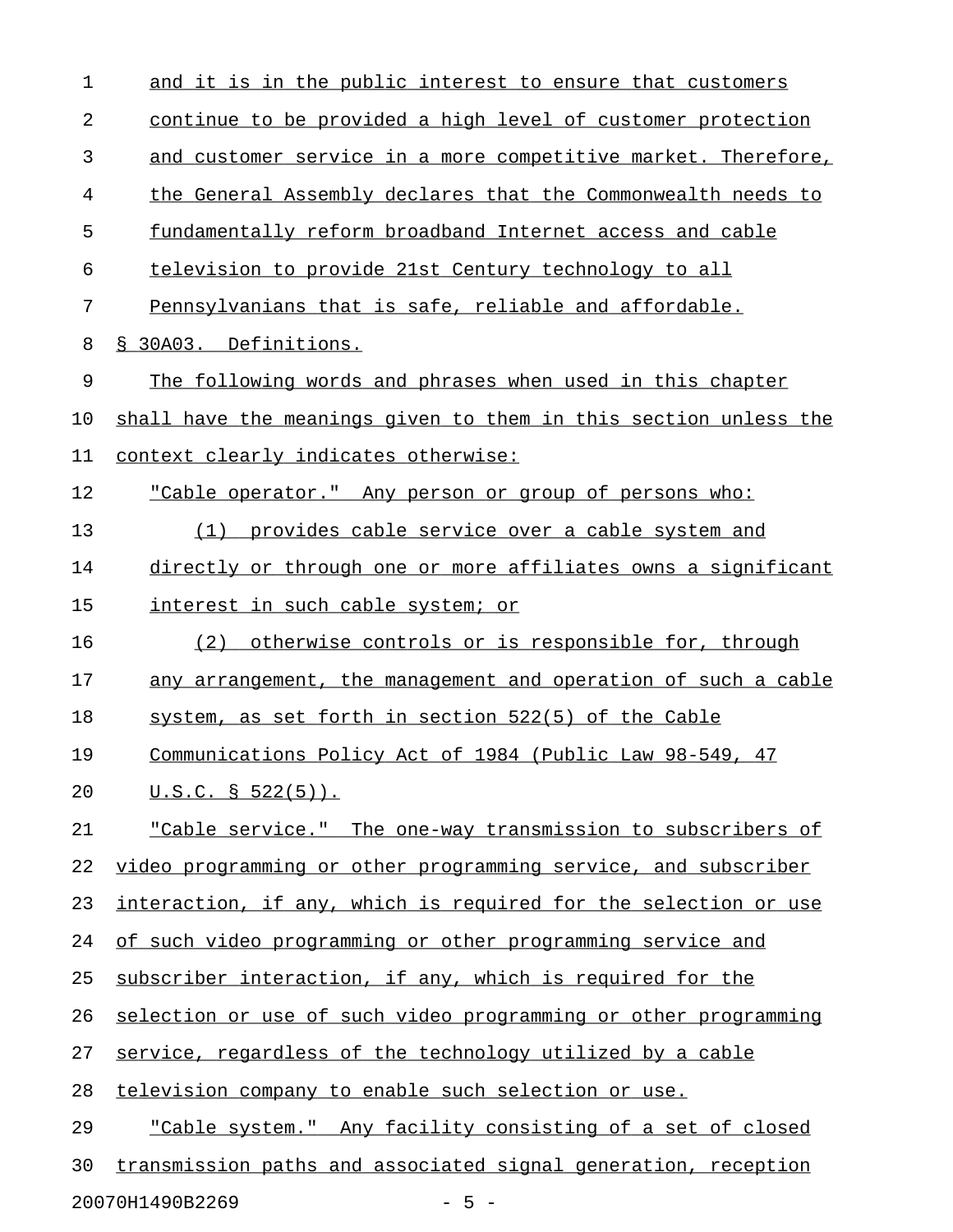and it is in the public interest to ensure that customers continue to be provided a high level of customer protection and customer service in a more competitive market. Therefore, the General Assembly declares that the Commonwealth needs to fundamentally reform broadband Internet access and cable television to provide 21st Century technology to all Pennsylvanians that is safe, reliable and affordable.

§ 30A03. Definitions.

The following words and phrases when used in this chapter shall have the meanings given to them in this section unless the context clearly indicates otherwise:

"Cable operator." Any person or group of persons who:

(1) provides cable service over a cable system and directly or through one or more affiliates owns a significant interest in such cable system; or

(2) otherwise controls or is responsible for, through any arrangement, the management and operation of such a cable system, as set forth in section 522(5) of the Cable Communications Policy Act of 1984 (Public Law 98-549, 47 U.S.C. § 522(5)).

"Cable service." The one-way transmission to subscribers of video programming or other programming service, and subscriber interaction, if any, which is required for the selection or use of such video programming or other programming service and subscriber interaction, if any, which is required for the selection or use of such video programming or other programming service, regardless of the technology utilized by a cable television company to enable such selection or use.

"Cable system." Any facility consisting of a set of closed transmission paths and associated signal generation, reception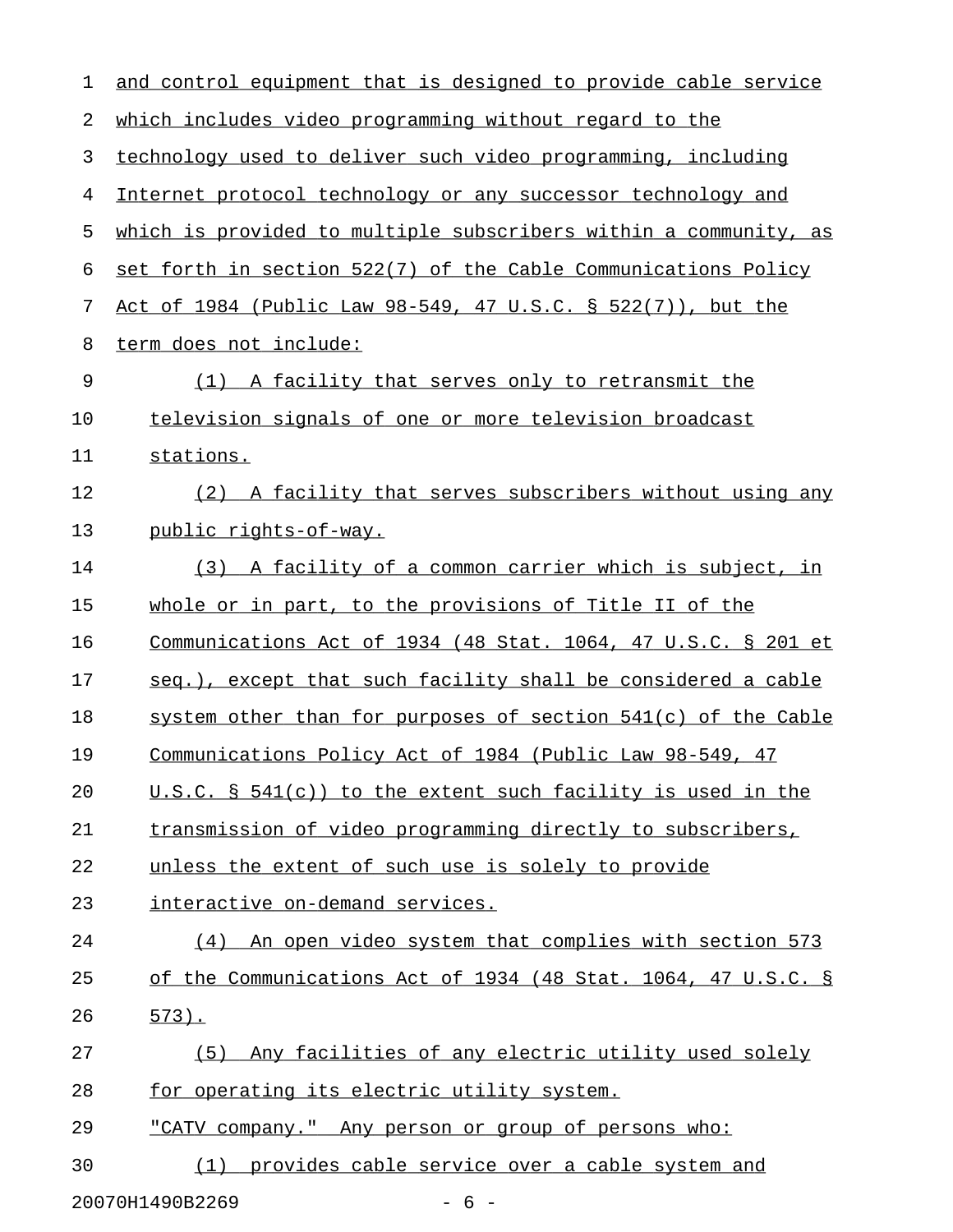and control equipment that is designed to provide cable service which includes video programming without regard to the technology used to deliver such video programming, including Internet protocol technology or any successor technology and which is provided to multiple subscribers within a community, as set forth in section 522(7) of the Cable Communications Policy Act of 1984 (Public Law 98-549, 47 U.S.C. § 522(7)), but the term does not include:

(1) A facility that serves only to retransmit the television signals of one or more television broadcast stations.

(2) A facility that serves subscribers without using any public rights-of-way.

(3) A facility of a common carrier which is subject, in whole or in part, to the provisions of Title II of the Communications Act of 1934 (48 Stat. 1064, 47 U.S.C. § 201 et seq.), except that such facility shall be considered a cable system other than for purposes of section 541(c) of the Cable Communications Policy Act of 1984 (Public Law 98-549, 47 U.S.C. § 541(c)) to the extent such facility is used in the transmission of video programming directly to subscribers, unless the extent of such use is solely to provide interactive on-demand services.

(4) An open video system that complies with section 573 of the Communications Act of 1934 (48 Stat. 1064, 47 U.S.C. § 573).

(5) Any facilities of any electric utility used solely for operating its electric utility system.

"CATV company." Any person or group of persons who:

(1) provides cable service over a cable system and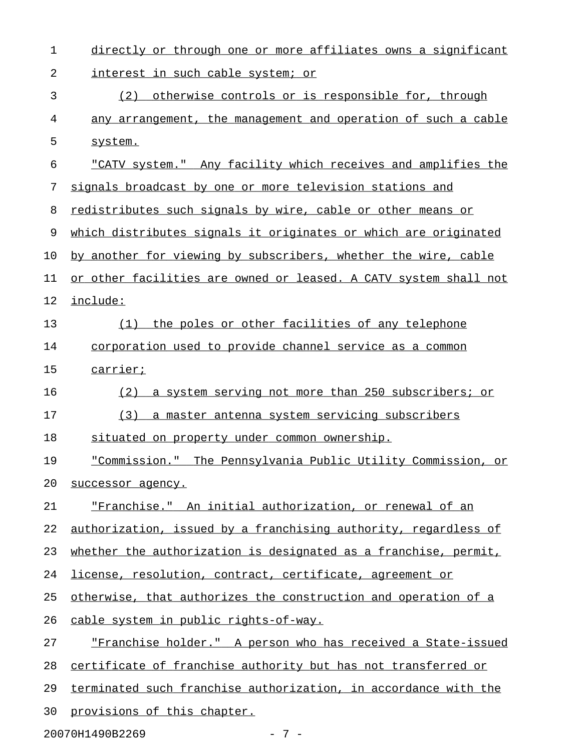directly or through one or more affiliates owns a significant interest in such cable system; or

(2) otherwise controls or is responsible for, through any arrangement, the management and operation of such a cable system.

"CATV system." Any facility which receives and amplifies the signals broadcast by one or more television stations and redistributes such signals by wire, cable or other means or which distributes signals it originates or which are originated by another for viewing by subscribers, whether the wire, cable or other facilities are owned or leased. A CATV system shall not include:

(1) the poles or other facilities of any telephone corporation used to provide channel service as a common carrier;

(2) a system serving not more than 250 subscribers; or

(3) a master antenna system servicing subscribers situated on property under common ownership.

"Commission." The Pennsylvania Public Utility Commission, or successor agency.

"Franchise." An initial authorization, or renewal of an authorization, issued by a franchising authority, regardless of whether the authorization is designated as a franchise, permit, license, resolution, contract, certificate, agreement or otherwise, that authorizes the construction and operation of a cable system in public rights-of-way.

"Franchise holder." A person who has received a State-issued certificate of franchise authority but has not transferred or terminated such franchise authorization, in accordance with the provisions of this chapter.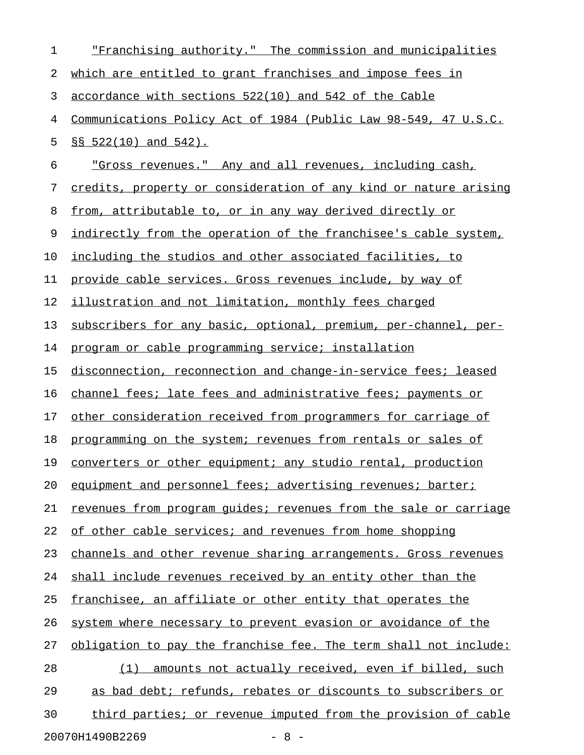"Franchising authority." The commission and municipalities which are entitled to grant franchises and impose fees in accordance with sections 522(10) and 542 of the Cable Communications Policy Act of 1984 (Public Law 98-549, 47 U.S.C. §§ 522(10) and 542).

"Gross revenues." Any and all revenues, including cash, credits, property or consideration of any kind or nature arising from, attributable to, or in any way derived directly or indirectly from the operation of the franchisee's cable system, including the studios and other associated facilities, to provide cable services. Gross revenues include, by way of illustration and not limitation, monthly fees charged subscribers for any basic, optional, premium, per-channel, per-program or cable programming service; installation disconnection, reconnection and change-in-service fees; leased channel fees; late fees and administrative fees; payments or other consideration received from programmers for carriage of programming on the system; revenues from rentals or sales of converters or other equipment; any studio rental, production equipment and personnel fees; advertising revenues; barter; revenues from program guides; revenues from the sale or carriage of other cable services; and revenues from home shopping channels and other revenue sharing arrangements. Gross revenues shall include revenues received by an entity other than the franchisee, an affiliate or other entity that operates the system where necessary to prevent evasion or avoidance of the obligation to pay the franchise fee. The term shall not include:

(1) amounts not actually received, even if billed, such as bad debt; refunds, rebates or discounts to subscribers or third parties; or revenue imputed from the provision of cable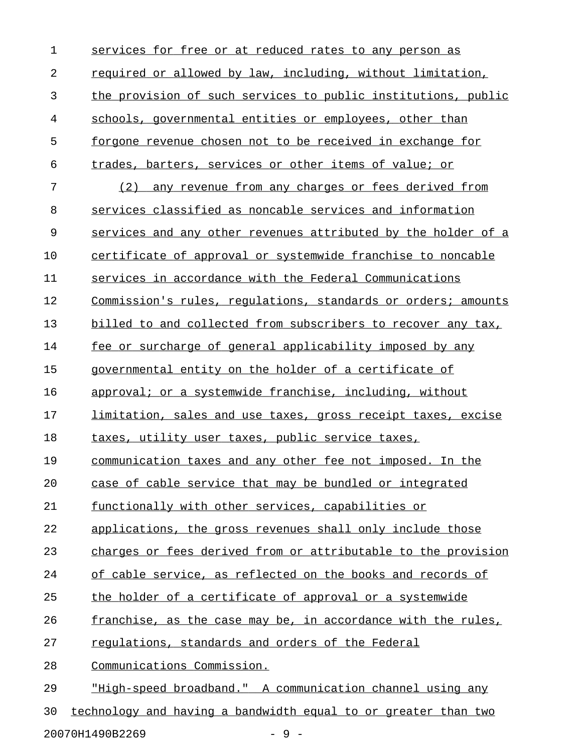services for free or at reduced rates to any person as required or allowed by law, including, without limitation, the provision of such services to public institutions, public schools, governmental entities or employees, other than forgone revenue chosen not to be received in exchange for trades, barters, services or other items of value; or

(2) any revenue from any charges or fees derived from services classified as noncable services and information services and any other revenues attributed by the holder of a certificate of approval or systemwide franchise to noncable services in accordance with the Federal Communications Commission's rules, regulations, standards or orders; amounts billed to and collected from subscribers to recover any tax, fee or surcharge of general applicability imposed by any governmental entity on the holder of a certificate of approval; or a systemwide franchise, including, without limitation, sales and use taxes, gross receipt taxes, excise taxes, utility user taxes, public service taxes, communication taxes and any other fee not imposed. In the case of cable service that may be bundled or integrated functionally with other services, capabilities or applications, the gross revenues shall only include those charges or fees derived from or attributable to the provision of cable service, as reflected on the books and records of the holder of a certificate of approval or a systemwide franchise, as the case may be, in accordance with the rules, regulations, standards and orders of the Federal Communications Commission.

"High-speed broadband." A communication channel using any technology and having a bandwidth equal to or greater than two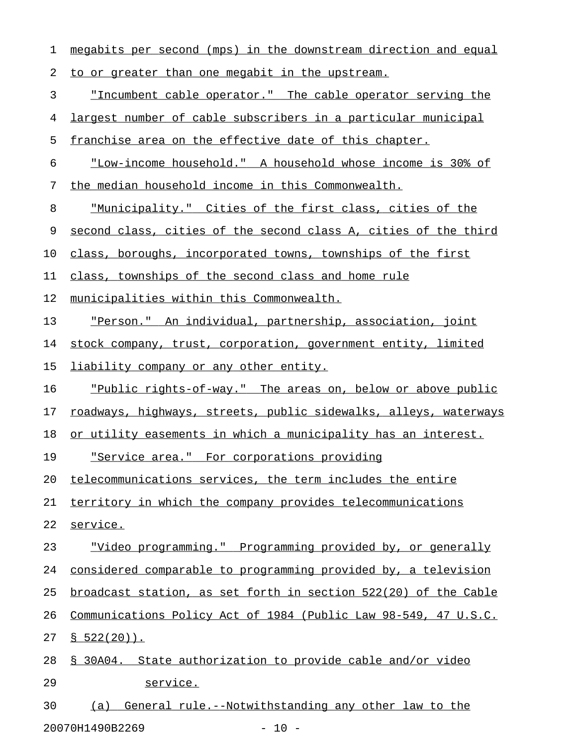megabits per second (mps) in the downstream direction and equal to or greater than one megabit in the upstream.

"Incumbent cable operator." The cable operator serving the largest number of cable subscribers in a particular municipal franchise area on the effective date of this chapter.

"Low-income household." A household whose income is 30% of the median household income in this Commonwealth.

"Municipality." Cities of the first class, cities of the second class, cities of the second class A, cities of the third class, boroughs, incorporated towns, townships of the first class, townships of the second class and home rule municipalities within this Commonwealth.

"Person." An individual, partnership, association, joint stock company, trust, corporation, government entity, limited liability company or any other entity.

"Public rights-of-way." The areas on, below or above public roadways, highways, streets, public sidewalks, alleys, waterways or utility easements in which a municipality has an interest.

"Service area." For corporations providing telecommunications services, the term includes the entire territory in which the company provides telecommunications service.

"Video programming." Programming provided by, or generally considered comparable to programming provided by, a television broadcast station, as set forth in section 522(20) of the Cable Communications Policy Act of 1984 (Public Law 98-549, 47 U.S.C. § 522(20)).

§ 30A04. State authorization to provide cable and/or video service.

(a) General rule.--Notwithstanding any other law to the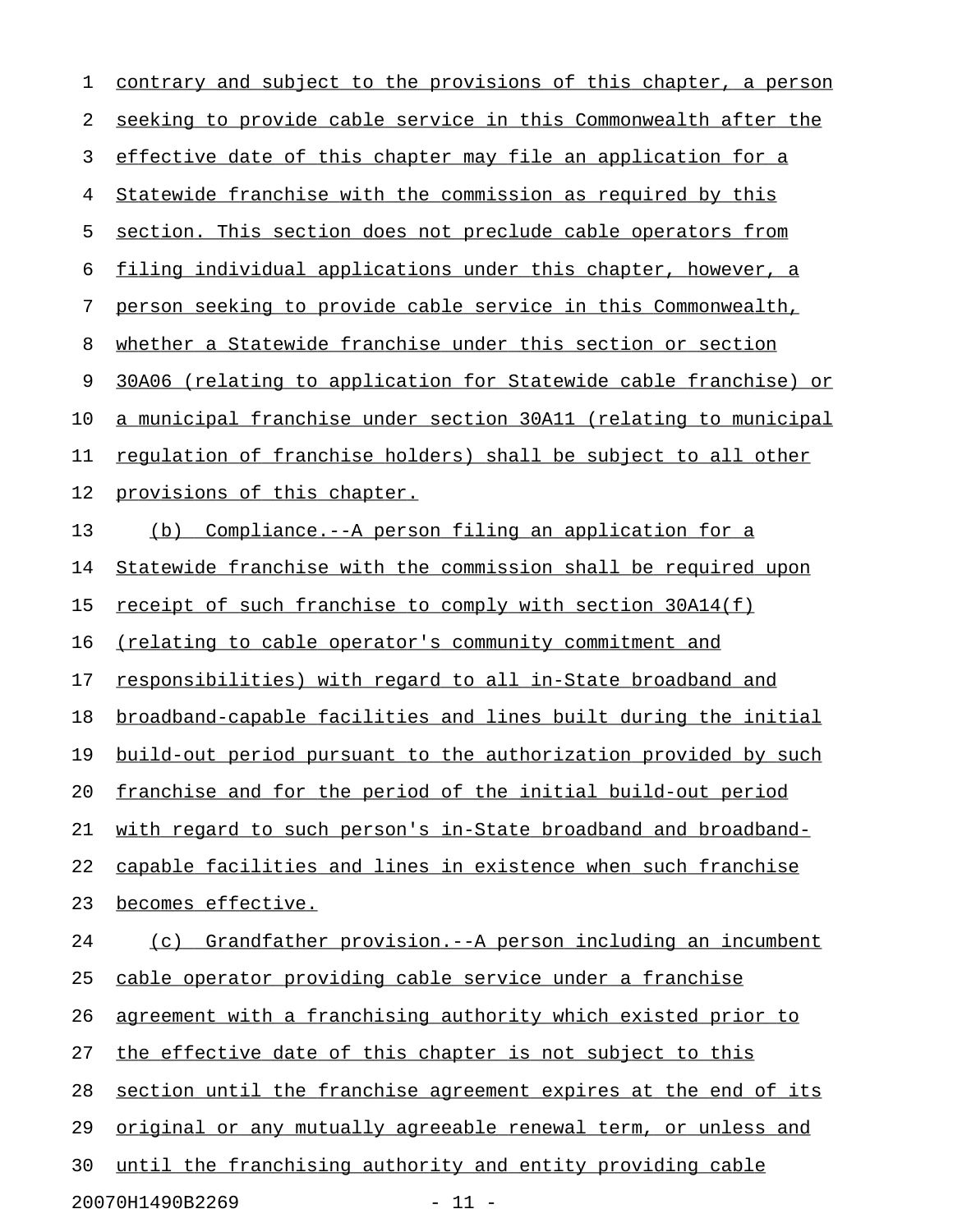contrary and subject to the provisions of this chapter, a person seeking to provide cable service in this Commonwealth after the effective date of this chapter may file an application for a Statewide franchise with the commission as required by this section. This section does not preclude cable operators from filing individual applications under this chapter, however, a person seeking to provide cable service in this Commonwealth, whether a Statewide franchise under this section or section 30A06 (relating to application for Statewide cable franchise) or a municipal franchise under section 30A11 (relating to municipal regulation of franchise holders) shall be subject to all other provisions of this chapter.

(b) Compliance.--A person filing an application for a Statewide franchise with the commission shall be required upon receipt of such franchise to comply with section 30A14(f) (relating to cable operator's community commitment and responsibilities) with regard to all in-State broadband and broadband-capable facilities and lines built during the initial build-out period pursuant to the authorization provided by such franchise and for the period of the initial build-out period with regard to such person's in-State broadband and broadband-capable facilities and lines in existence when such franchise becomes effective.

(c) Grandfather provision.--A person including an incumbent cable operator providing cable service under a franchise agreement with a franchising authority which existed prior to the effective date of this chapter is not subject to this section until the franchise agreement expires at the end of its original or any mutually agreeable renewal term, or unless and until the franchising authority and entity providing cable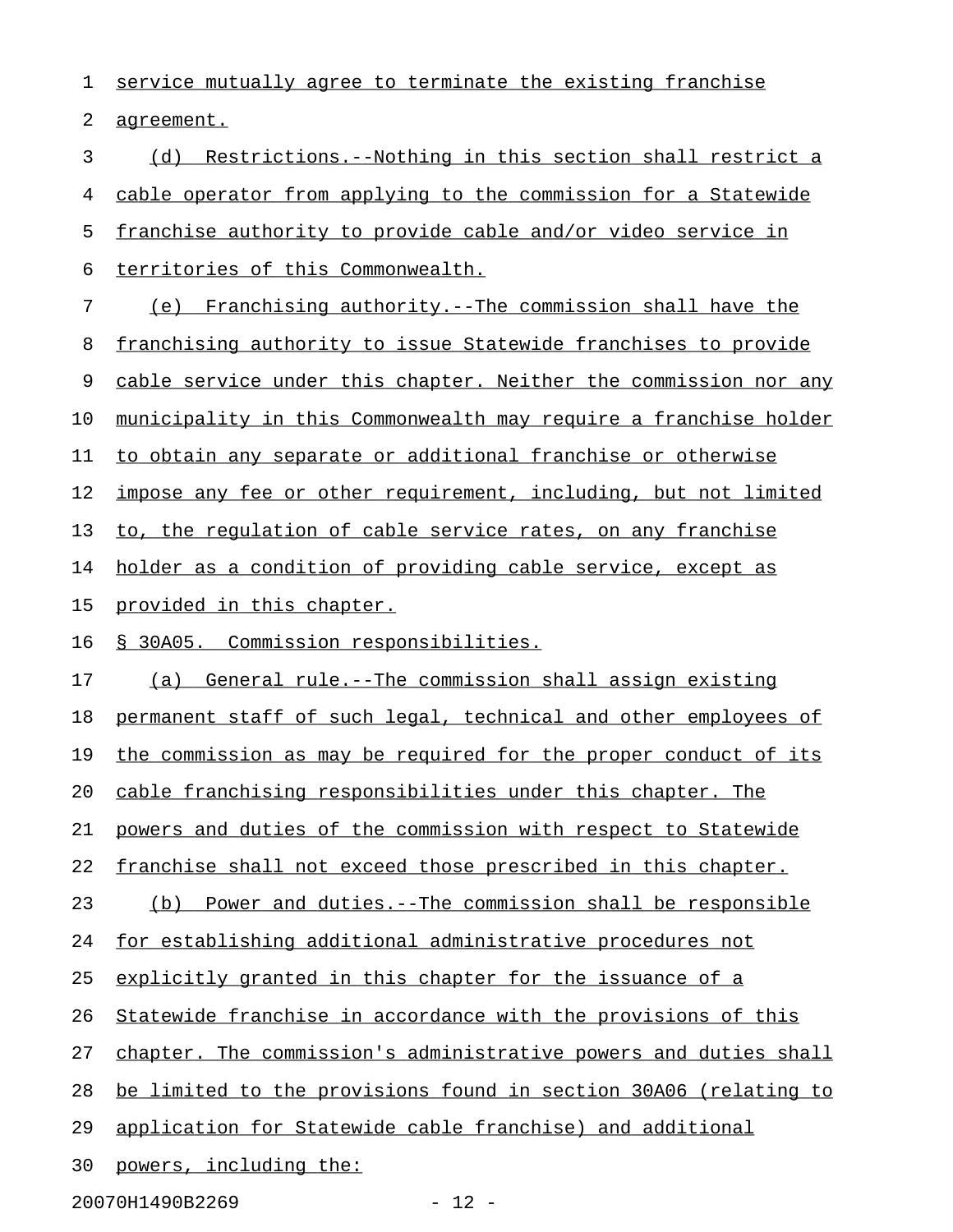service mutually agree to terminate the existing franchise agreement.

(d) Restrictions.--Nothing in this section shall restrict a cable operator from applying to the commission for a Statewide franchise authority to provide cable and/or video service in territories of this Commonwealth.

(e) Franchising authority.--The commission shall have the franchising authority to issue Statewide franchises to provide cable service under this chapter. Neither the commission nor any municipality in this Commonwealth may require a franchise holder to obtain any separate or additional franchise or otherwise impose any fee or other requirement, including, but not limited to, the regulation of cable service rates, on any franchise holder as a condition of providing cable service, except as provided in this chapter.

§ 30A05. Commission responsibilities.

(a) General rule.--The commission shall assign existing permanent staff of such legal, technical and other employees of the commission as may be required for the proper conduct of its cable franchising responsibilities under this chapter. The powers and duties of the commission with respect to Statewide franchise shall not exceed those prescribed in this chapter.

(b) Power and duties.--The commission shall be responsible for establishing additional administrative procedures not explicitly granted in this chapter for the issuance of a Statewide franchise in accordance with the provisions of this chapter. The commission's administrative powers and duties shall be limited to the provisions found in section 30A06 (relating to application for Statewide cable franchise) and additional powers, including the: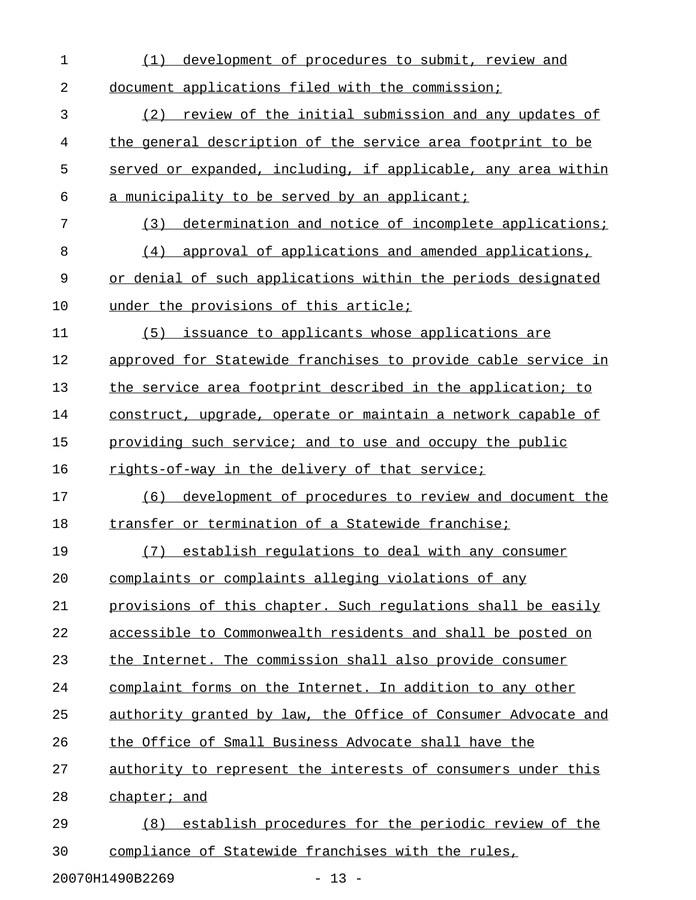(1) development of procedures to submit, review and document applications filed with the commission;

(2) review of the initial submission and any updates of the general description of the service area footprint to be served or expanded, including, if applicable, any area within a municipality to be served by an applicant;

(3) determination and notice of incomplete applications;

(4) approval of applications and amended applications, or denial of such applications within the periods designated under the provisions of this article;

(5) issuance to applicants whose applications are approved for Statewide franchises to provide cable service in the service area footprint described in the application; to construct, upgrade, operate or maintain a network capable of providing such service; and to use and occupy the public rights-of-way in the delivery of that service;

(6) development of procedures to review and document the transfer or termination of a Statewide franchise;

(7) establish regulations to deal with any consumer complaints or complaints alleging violations of any provisions of this chapter. Such regulations shall be easily accessible to Commonwealth residents and shall be posted on the Internet. The commission shall also provide consumer complaint forms on the Internet. In addition to any other authority granted by law, the Office of Consumer Advocate and the Office of Small Business Advocate shall have the authority to represent the interests of consumers under this chapter; and

(8) establish procedures for the periodic review of the compliance of Statewide franchises with the rules,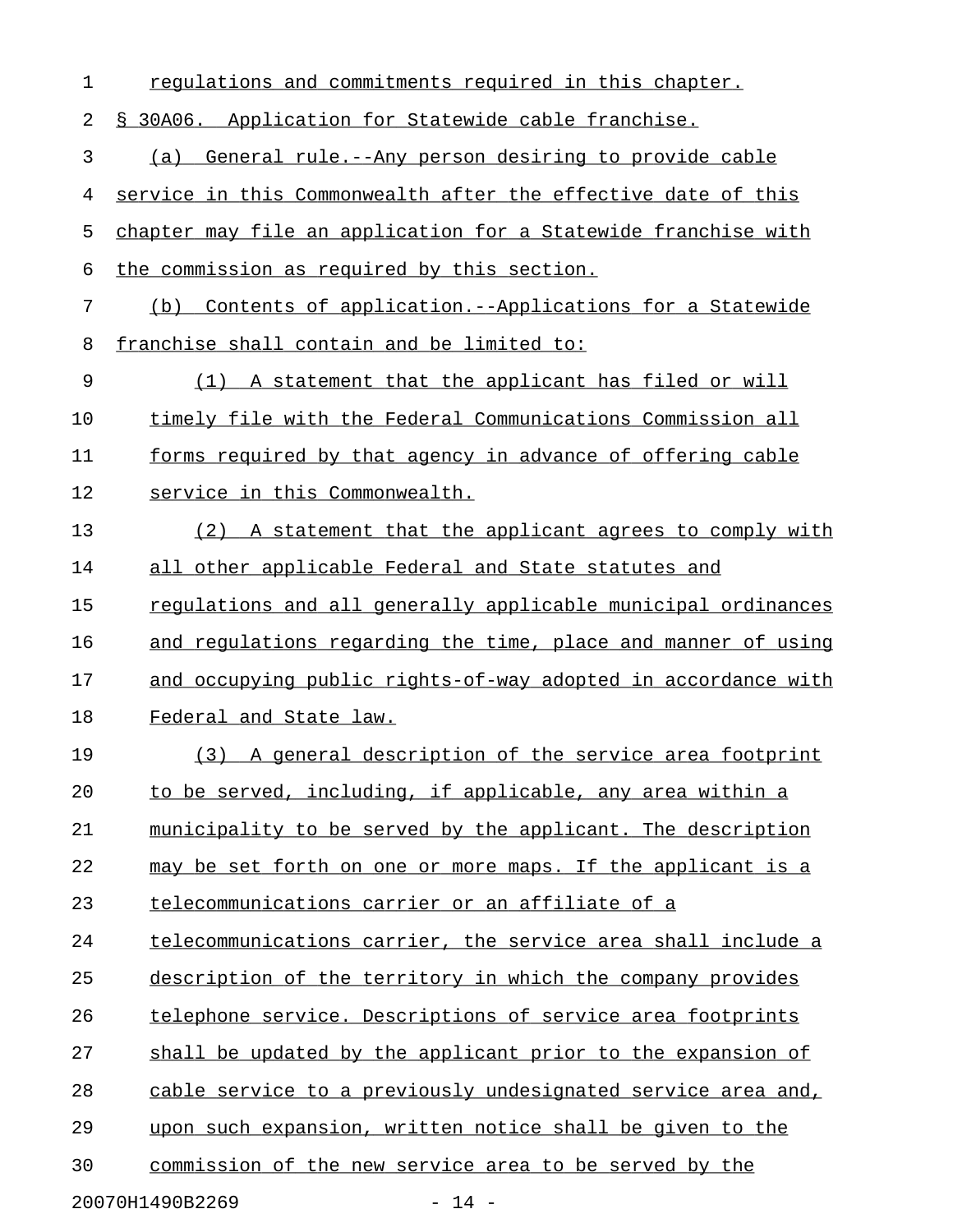regulations and commitments required in this chapter.

§ 30A06. Application for Statewide cable franchise.

(a) General rule.--Any person desiring to provide cable service in this Commonwealth after the effective date of this chapter may file an application for a Statewide franchise with the commission as required by this section.

(b) Contents of application.--Applications for a Statewide franchise shall contain and be limited to:

(1) A statement that the applicant has filed or will timely file with the Federal Communications Commission all forms required by that agency in advance of offering cable service in this Commonwealth.

(2) A statement that the applicant agrees to comply with all other applicable Federal and State statutes and regulations and all generally applicable municipal ordinances and regulations regarding the time, place and manner of using and occupying public rights-of-way adopted in accordance with Federal and State law.

(3) A general description of the service area footprint to be served, including, if applicable, any area within a municipality to be served by the applicant. The description may be set forth on one or more maps. If the applicant is a telecommunications carrier or an affiliate of a telecommunications carrier, the service area shall include a description of the territory in which the company provides telephone service. Descriptions of service area footprints shall be updated by the applicant prior to the expansion of cable service to a previously undesignated service area and, upon such expansion, written notice shall be given to the commission of the new service area to be served by the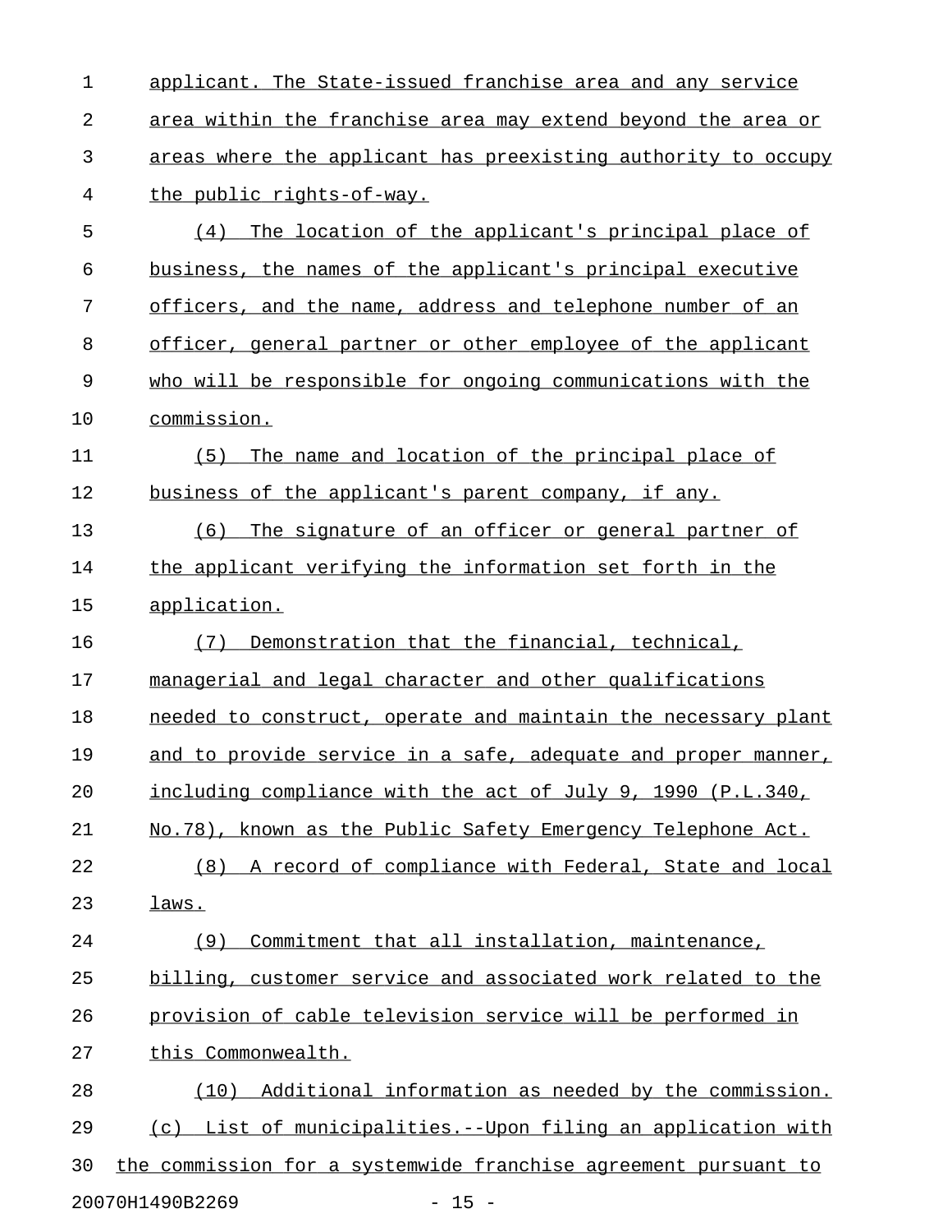applicant. The State-issued franchise area and any service area within the franchise area may extend beyond the area or areas where the applicant has preexisting authority to occupy the public rights-of-way.

(4) The location of the applicant's principal place of business, the names of the applicant's principal executive officers, and the name, address and telephone number of an officer, general partner or other employee of the applicant who will be responsible for ongoing communications with the commission.

(5) The name and location of the principal place of business of the applicant's parent company, if any.

(6) The signature of an officer or general partner of the applicant verifying the information set forth in the application.

(7) Demonstration that the financial, technical, managerial and legal character and other qualifications needed to construct, operate and maintain the necessary plant and to provide service in a safe, adequate and proper manner, including compliance with the act of July 9, 1990 (P.L.340, No.78), known as the Public Safety Emergency Telephone Act.

(8) A record of compliance with Federal, State and local laws.

(9) Commitment that all installation, maintenance, billing, customer service and associated work related to the provision of cable television service will be performed in this Commonwealth.

(10) Additional information as needed by the commission.

(c) List of municipalities.--Upon filing an application with the commission for a systemwide franchise agreement pursuant to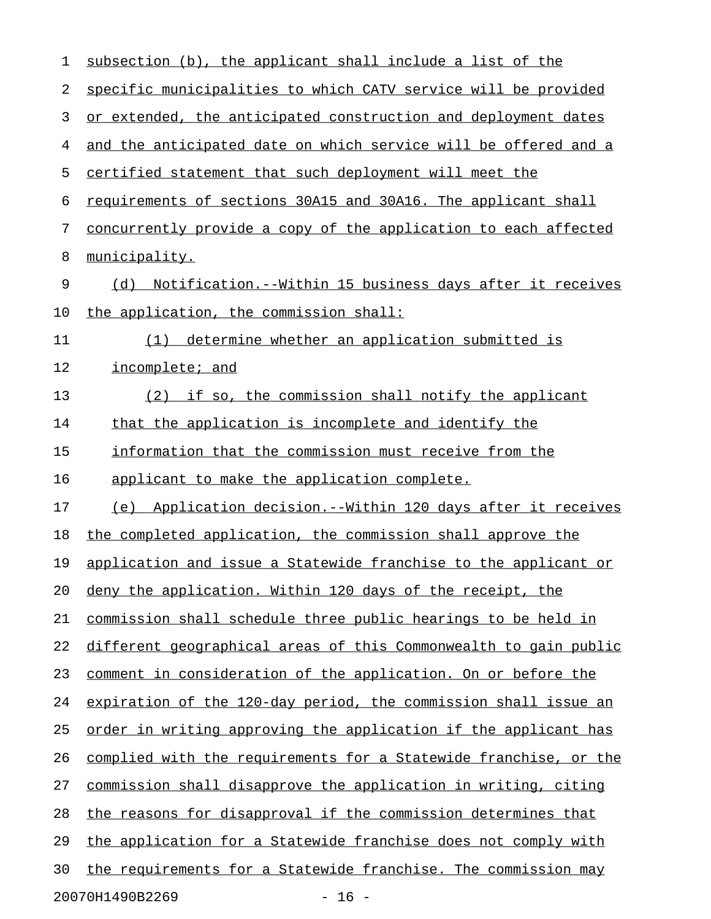subsection (b), the applicant shall include a list of the specific municipalities to which CATV service will be provided or extended, the anticipated construction and deployment dates and the anticipated date on which service will be offered and a certified statement that such deployment will meet the requirements of sections 30A15 and 30A16. The applicant shall concurrently provide a copy of the application to each affected municipality.

(d) Notification.--Within 15 business days after it receives the application, the commission shall:

(1) determine whether an application submitted is incomplete; and

(2) if so, the commission shall notify the applicant that the application is incomplete and identify the information that the commission must receive from the applicant to make the application complete.

(e) Application decision.--Within 120 days after it receives the completed application, the commission shall approve the application and issue a Statewide franchise to the applicant or deny the application. Within 120 days of the receipt, the commission shall schedule three public hearings to be held in different geographical areas of this Commonwealth to gain public comment in consideration of the application. On or before the expiration of the 120-day period, the commission shall issue an order in writing approving the application if the applicant has complied with the requirements for a Statewide franchise, or the commission shall disapprove the application in writing, citing the reasons for disapproval if the commission determines that the application for a Statewide franchise does not comply with the requirements for a Statewide franchise. The commission may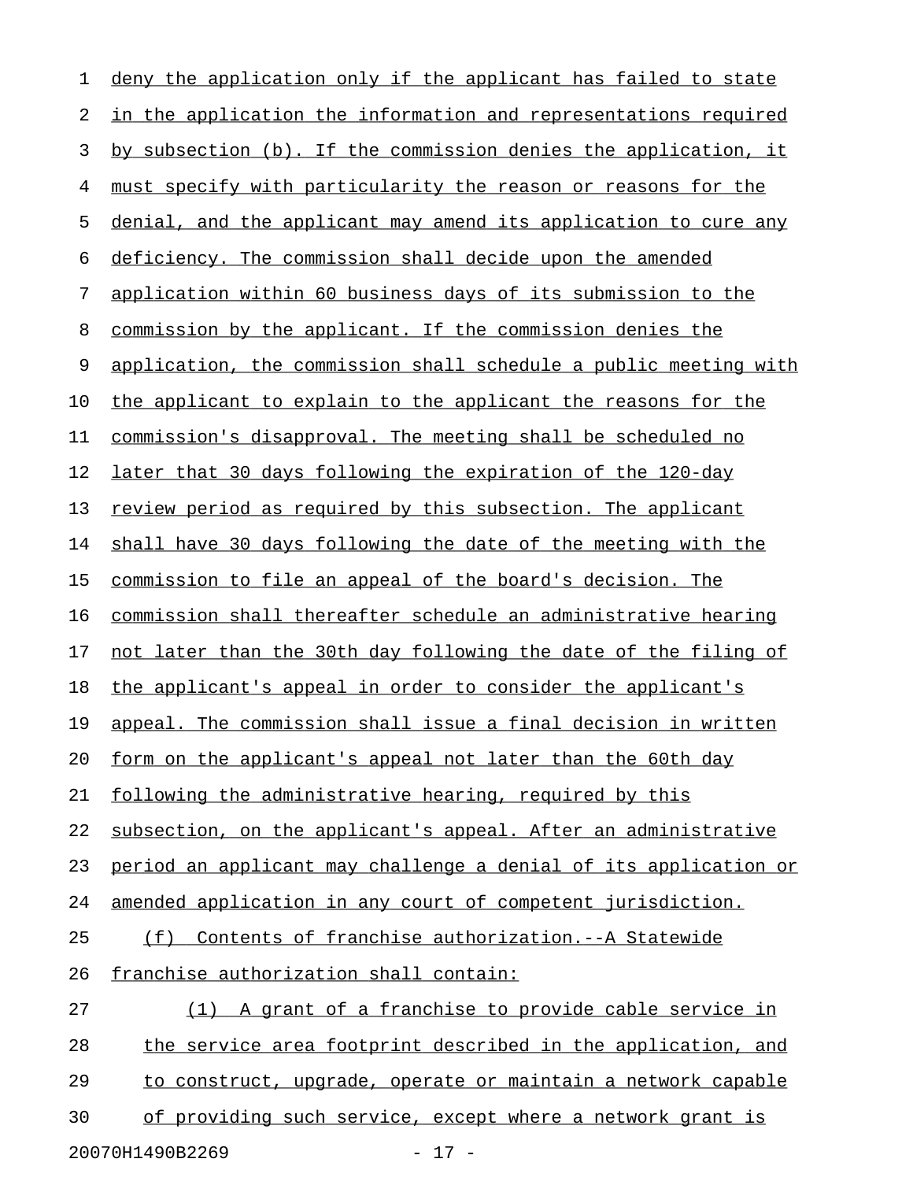deny the application only if the applicant has failed to state in the application the information and representations required by subsection (b). If the commission denies the application, it must specify with particularity the reason or reasons for the denial, and the applicant may amend its application to cure any deficiency. The commission shall decide upon the amended application within 60 business days of its submission to the commission by the applicant. If the commission denies the application, the commission shall schedule a public meeting with the applicant to explain to the applicant the reasons for the commission's disapproval. The meeting shall be scheduled no later that 30 days following the expiration of the 120-day review period as required by this subsection. The applicant shall have 30 days following the date of the meeting with the commission to file an appeal of the board's decision. The commission shall thereafter schedule an administrative hearing not later than the 30th day following the date of the filing of the applicant's appeal in order to consider the applicant's appeal. The commission shall issue a final decision in written form on the applicant's appeal not later than the 60th day following the administrative hearing, required by this subsection, on the applicant's appeal. After an administrative period an applicant may challenge a denial of its application or amended application in any court of competent jurisdiction.

(f) Contents of franchise authorization.--A Statewide franchise authorization shall contain:

(1) A grant of a franchise to provide cable service in the service area footprint described in the application, and to construct, upgrade, operate or maintain a network capable of providing such service, except where a network grant is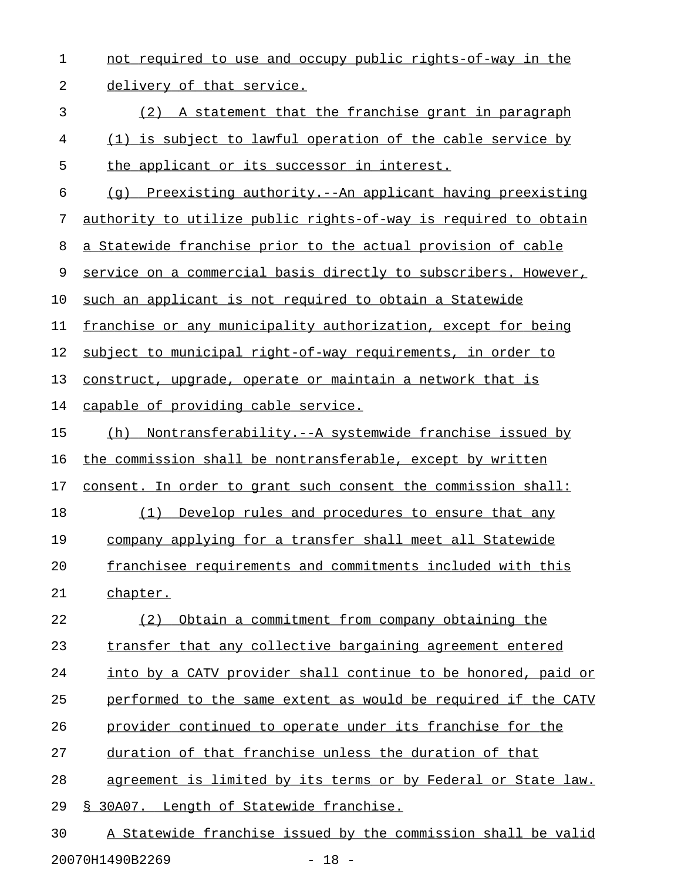not required to use and occupy public rights-of-way in the delivery of that service.

(2) A statement that the franchise grant in paragraph (1) is subject to lawful operation of the cable service by the applicant or its successor in interest.

(g) Preexisting authority.--An applicant having preexisting authority to utilize public rights-of-way is required to obtain a Statewide franchise prior to the actual provision of cable service on a commercial basis directly to subscribers. However, such an applicant is not required to obtain a Statewide franchise or any municipality authorization, except for being subject to municipal right-of-way requirements, in order to construct, upgrade, operate or maintain a network that is capable of providing cable service.

(h) Nontransferability.--A systemwide franchise issued by the commission shall be nontransferable, except by written consent. In order to grant such consent the commission shall:

(1) Develop rules and procedures to ensure that any company applying for a transfer shall meet all Statewide franchisee requirements and commitments included with this chapter.

(2) Obtain a commitment from company obtaining the transfer that any collective bargaining agreement entered into by a CATV provider shall continue to be honored, paid or performed to the same extent as would be required if the CATV provider continued to operate under its franchise for the duration of that franchise unless the duration of that agreement is limited by its terms or by Federal or State law.

§ 30A07. Length of Statewide franchise.

A Statewide franchise issued by the commission shall be valid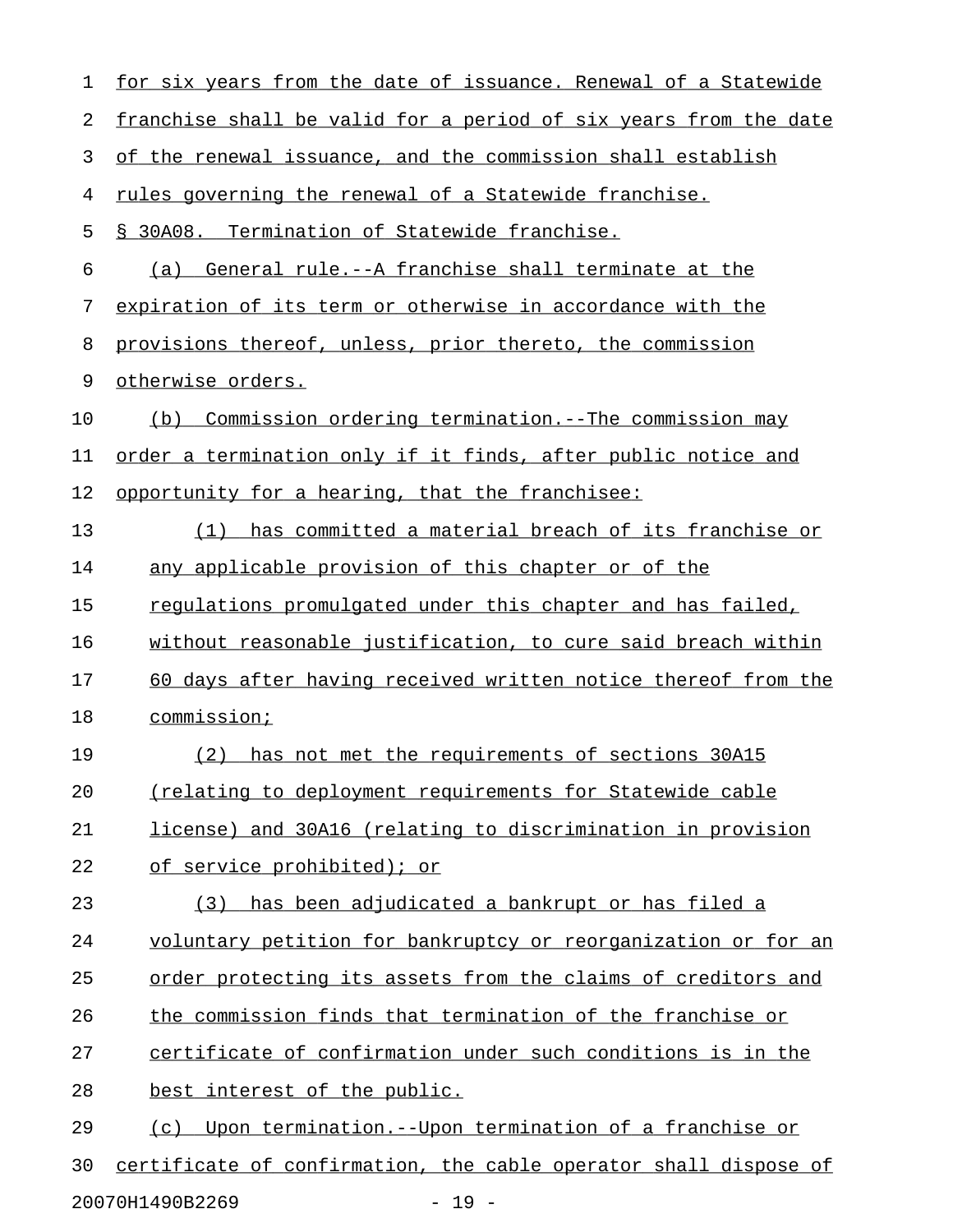for six years from the date of issuance. Renewal of a Statewide franchise shall be valid for a period of six years from the date of the renewal issuance, and the commission shall establish rules governing the renewal of a Statewide franchise.

§ 30A08. Termination of Statewide franchise.

(a) General rule.--A franchise shall terminate at the expiration of its term or otherwise in accordance with the provisions thereof, unless, prior thereto, the commission otherwise orders.

(b) Commission ordering termination.--The commission may order a termination only if it finds, after public notice and opportunity for a hearing, that the franchisee:

(1) has committed a material breach of its franchise or any applicable provision of this chapter or of the regulations promulgated under this chapter and has failed, without reasonable justification, to cure said breach within 60 days after having received written notice thereof from the commission;

(2) has not met the requirements of sections 30A15 (relating to deployment requirements for Statewide cable license) and 30A16 (relating to discrimination in provision of service prohibited); or

(3) has been adjudicated a bankrupt or has filed a voluntary petition for bankruptcy or reorganization or for an order protecting its assets from the claims of creditors and the commission finds that termination of the franchise or certificate of confirmation under such conditions is in the best interest of the public.

(c) Upon termination.--Upon termination of a franchise or certificate of confirmation, the cable operator shall dispose of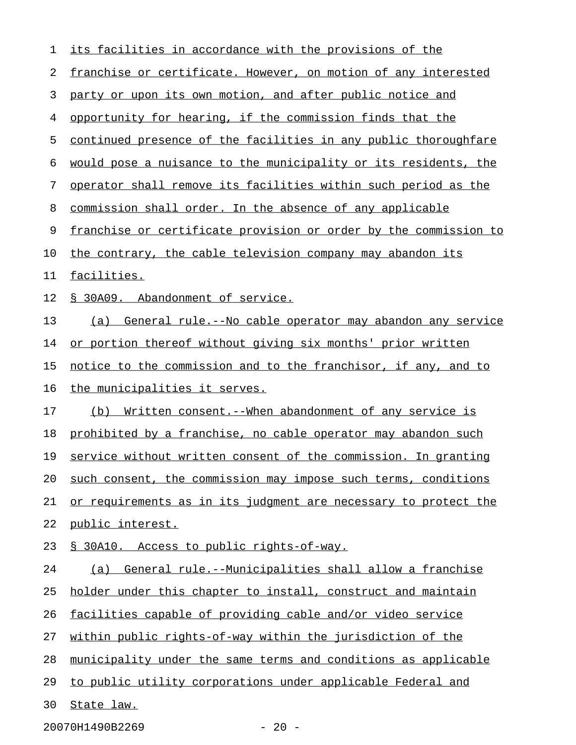its facilities in accordance with the provisions of the franchise or certificate. However, on motion of any interested party or upon its own motion, and after public notice and opportunity for hearing, if the commission finds that the continued presence of the facilities in any public thoroughfare would pose a nuisance to the municipality or its residents, the operator shall remove its facilities within such period as the commission shall order. In the absence of any applicable franchise or certificate provision or order by the commission to the contrary, the cable television company may abandon its facilities.

§ 30A09. Abandonment of service.

(a) General rule.--No cable operator may abandon any service or portion thereof without giving six months' prior written notice to the commission and to the franchisor, if any, and to the municipalities it serves.

(b) Written consent.--When abandonment of any service is prohibited by a franchise, no cable operator may abandon such service without written consent of the commission. In granting such consent, the commission may impose such terms, conditions or requirements as in its judgment are necessary to protect the public interest.

§ 30A10. Access to public rights-of-way.

(a) General rule.--Municipalities shall allow a franchise holder under this chapter to install, construct and maintain facilities capable of providing cable and/or video service within public rights-of-way within the jurisdiction of the municipality under the same terms and conditions as applicable to public utility corporations under applicable Federal and State law.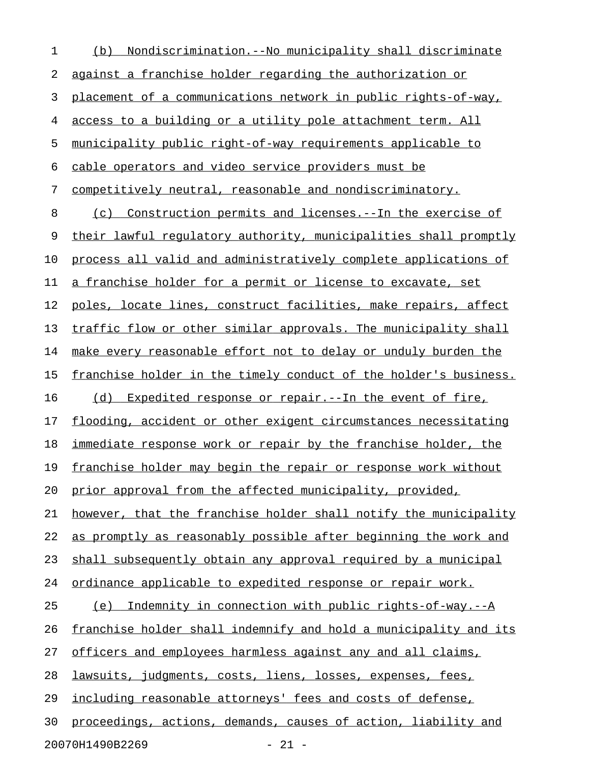(b) Nondiscrimination.--No municipality shall discriminate against a franchise holder regarding the authorization or placement of a communications network in public rights-of-way, access to a building or a utility pole attachment term. All municipality public right-of-way requirements applicable to cable operators and video service providers must be competitively neutral, reasonable and nondiscriminatory.

(c) Construction permits and licenses.--In the exercise of their lawful regulatory authority, municipalities shall promptly process all valid and administratively complete applications of a franchise holder for a permit or license to excavate, set poles, locate lines, construct facilities, make repairs, affect traffic flow or other similar approvals. The municipality shall make every reasonable effort not to delay or unduly burden the franchise holder in the timely conduct of the holder's business.

(d) Expedited response or repair.--In the event of fire, flooding, accident or other exigent circumstances necessitating immediate response work or repair by the franchise holder, the franchise holder may begin the repair or response work without prior approval from the affected municipality, provided, however, that the franchise holder shall notify the municipality as promptly as reasonably possible after beginning the work and shall subsequently obtain any approval required by a municipal ordinance applicable to expedited response or repair work.

(e) Indemnity in connection with public rights-of-way.--A franchise holder shall indemnify and hold a municipality and its officers and employees harmless against any and all claims, lawsuits, judgments, costs, liens, losses, expenses, fees, including reasonable attorneys' fees and costs of defense, proceedings, actions, demands, causes of action, liability and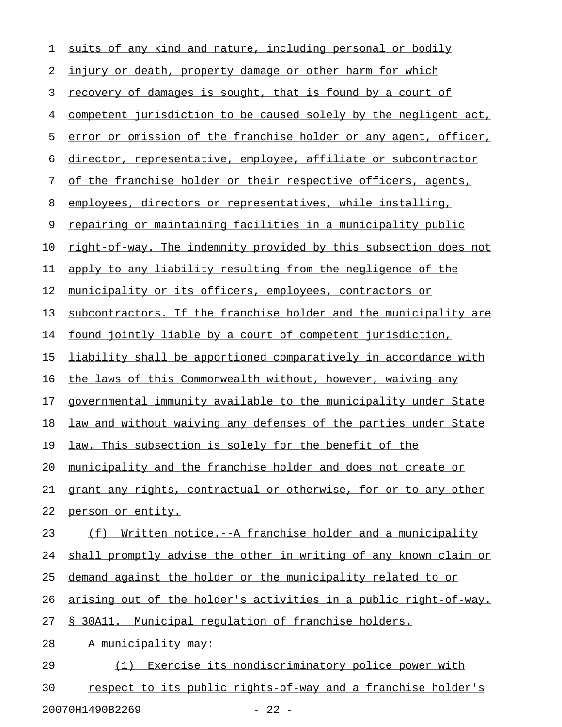suits of any kind and nature, including personal or bodily injury or death, property damage or other harm for which recovery of damages is sought, that is found by a court of competent jurisdiction to be caused solely by the negligent act, error or omission of the franchise holder or any agent, officer, director, representative, employee, affiliate or subcontractor of the franchise holder or their respective officers, agents, employees, directors or representatives, while installing, repairing or maintaining facilities in a municipality public right-of-way. The indemnity provided by this subsection does not apply to any liability resulting from the negligence of the municipality or its officers, employees, contractors or subcontractors. If the franchise holder and the municipality are found jointly liable by a court of competent jurisdiction, liability shall be apportioned comparatively in accordance with the laws of this Commonwealth without, however, waiving any governmental immunity available to the municipality under State law and without waiving any defenses of the parties under State law. This subsection is solely for the benefit of the municipality and the franchise holder and does not create or grant any rights, contractual or otherwise, for or to any other person or entity.

(f) Written notice.--A franchise holder and a municipality shall promptly advise the other in writing of any known claim or demand against the holder or the municipality related to or arising out of the holder's activities in a public right-of-way.

§ 30A11. Municipal regulation of franchise holders.

A municipality may:

(1) Exercise its nondiscriminatory police power with respect to its public rights-of-way and a franchise holder's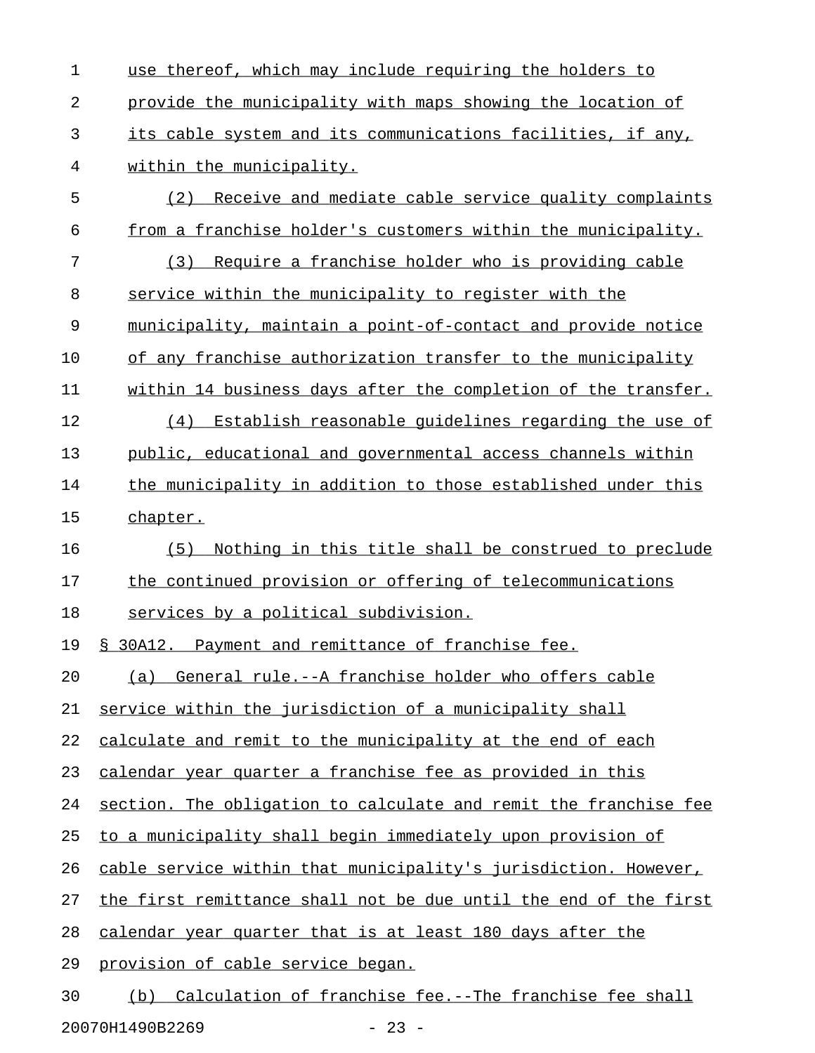use thereof, which may include requiring the holders to provide the municipality with maps showing the location of its cable system and its communications facilities, if any, within the municipality.

(2) Receive and mediate cable service quality complaints from a franchise holder's customers within the municipality.

(3) Require a franchise holder who is providing cable service within the municipality to register with the municipality, maintain a point-of-contact and provide notice of any franchise authorization transfer to the municipality within 14 business days after the completion of the transfer.

(4) Establish reasonable guidelines regarding the use of public, educational and governmental access channels within the municipality in addition to those established under this chapter.

(5) Nothing in this title shall be construed to preclude the continued provision or offering of telecommunications services by a political subdivision.

§ 30A12. Payment and remittance of franchise fee.

(a) General rule.--A franchise holder who offers cable service within the jurisdiction of a municipality shall calculate and remit to the municipality at the end of each calendar year quarter a franchise fee as provided in this section. The obligation to calculate and remit the franchise fee to a municipality shall begin immediately upon provision of cable service within that municipality's jurisdiction. However, the first remittance shall not be due until the end of the first calendar year quarter that is at least 180 days after the provision of cable service began.

(b) Calculation of franchise fee.--The franchise fee shall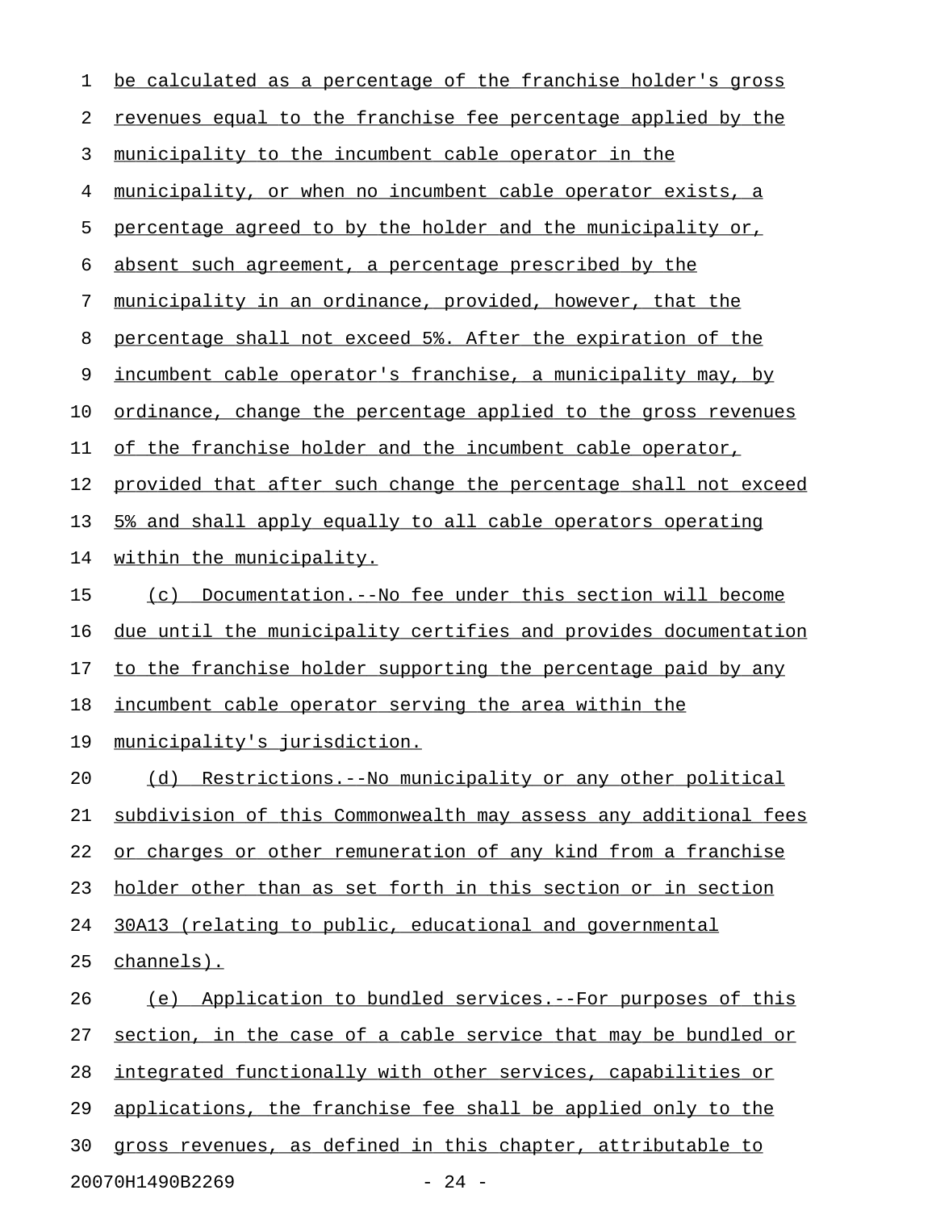be calculated as a percentage of the franchise holder's gross revenues equal to the franchise fee percentage applied by the municipality to the incumbent cable operator in the municipality, or when no incumbent cable operator exists, a percentage agreed to by the holder and the municipality or, absent such agreement, a percentage prescribed by the municipality in an ordinance, provided, however, that the percentage shall not exceed 5%. After the expiration of the incumbent cable operator's franchise, a municipality may, by ordinance, change the percentage applied to the gross revenues of the franchise holder and the incumbent cable operator, provided that after such change the percentage shall not exceed 5% and shall apply equally to all cable operators operating within the municipality.

(c) Documentation.--No fee under this section will become due until the municipality certifies and provides documentation to the franchise holder supporting the percentage paid by any incumbent cable operator serving the area within the municipality's jurisdiction.

(d) Restrictions.--No municipality or any other political subdivision of this Commonwealth may assess any additional fees or charges or other remuneration of any kind from a franchise holder other than as set forth in this section or in section 30A13 (relating to public, educational and governmental channels).

(e) Application to bundled services.--For purposes of this section, in the case of a cable service that may be bundled or integrated functionally with other services, capabilities or applications, the franchise fee shall be applied only to the gross revenues, as defined in this chapter, attributable to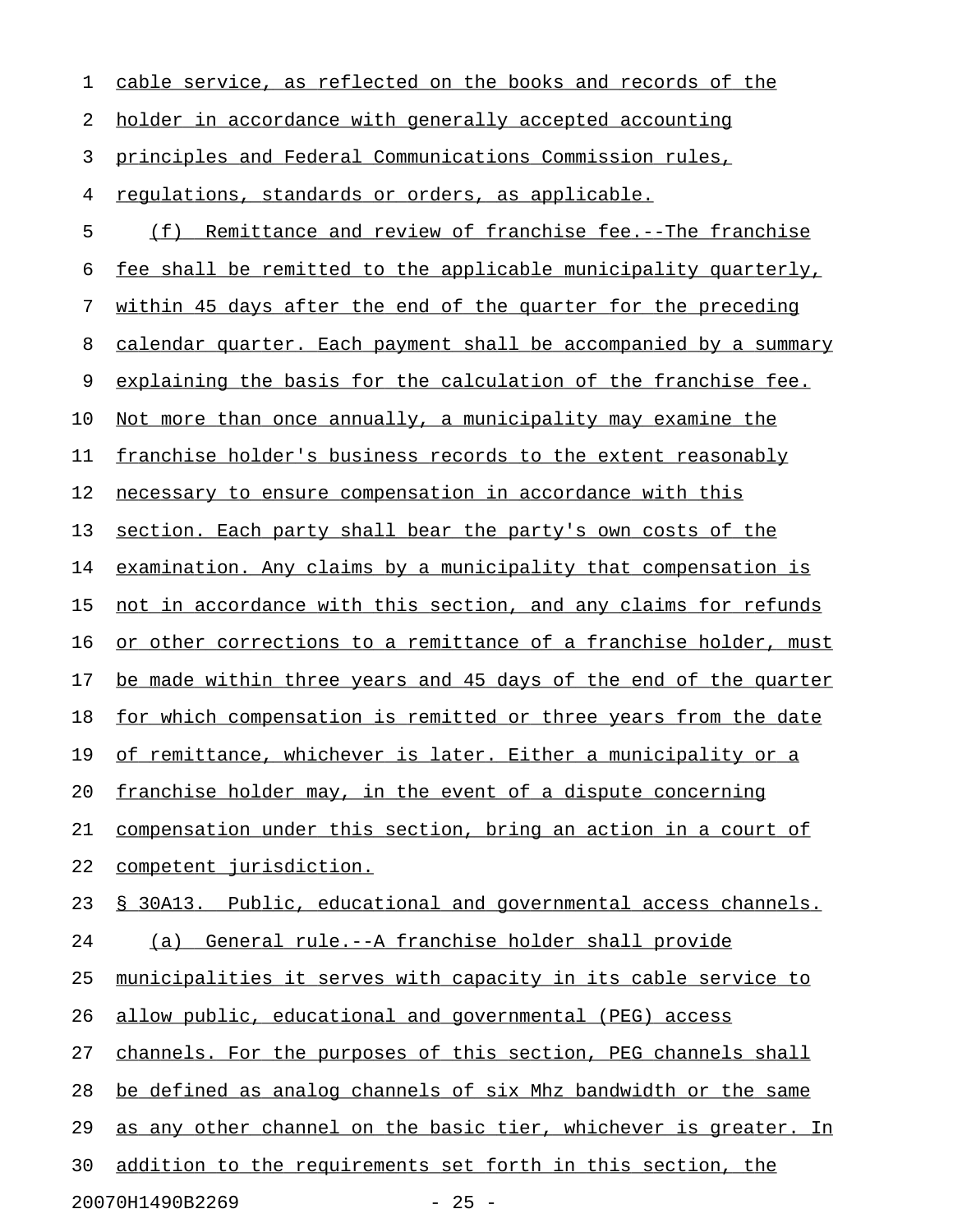cable service, as reflected on the books and records of the holder in accordance with generally accepted accounting principles and Federal Communications Commission rules, regulations, standards or orders, as applicable.

(f) Remittance and review of franchise fee.--The franchise fee shall be remitted to the applicable municipality quarterly, within 45 days after the end of the quarter for the preceding calendar quarter. Each payment shall be accompanied by a summary explaining the basis for the calculation of the franchise fee. Not more than once annually, a municipality may examine the franchise holder's business records to the extent reasonably necessary to ensure compensation in accordance with this section. Each party shall bear the party's own costs of the examination. Any claims by a municipality that compensation is not in accordance with this section, and any claims for refunds or other corrections to a remittance of a franchise holder, must be made within three years and 45 days of the end of the quarter for which compensation is remitted or three years from the date of remittance, whichever is later. Either a municipality or a franchise holder may, in the event of a dispute concerning compensation under this section, bring an action in a court of competent jurisdiction.

§ 30A13. Public, educational and governmental access channels.

(a) General rule.--A franchise holder shall provide municipalities it serves with capacity in its cable service to allow public, educational and governmental (PEG) access channels. For the purposes of this section, PEG channels shall be defined as analog channels of six Mhz bandwidth or the same as any other channel on the basic tier, whichever is greater. In addition to the requirements set forth in this section, the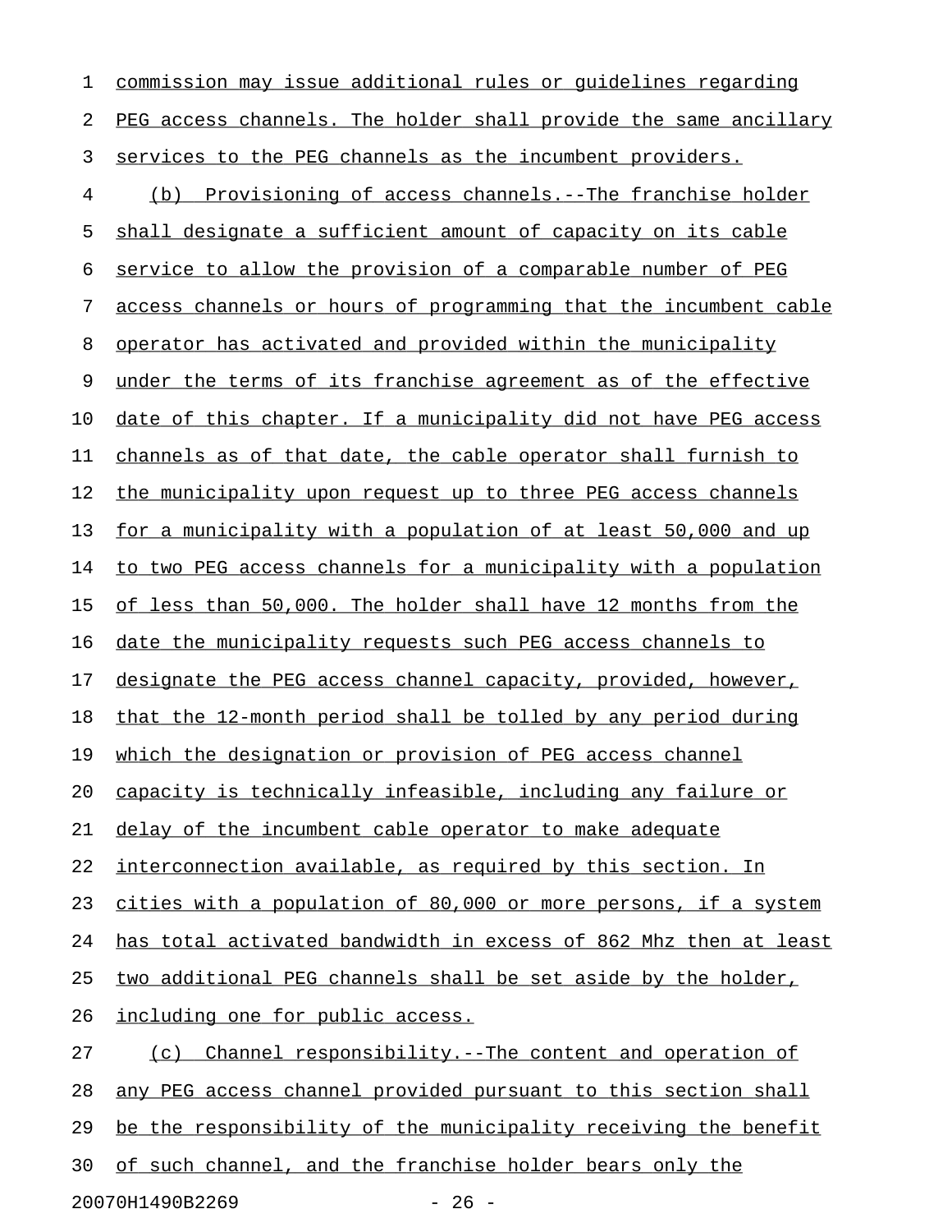commission may issue additional rules or guidelines regarding PEG access channels. The holder shall provide the same ancillary services to the PEG channels as the incumbent providers.

(b) Provisioning of access channels.--The franchise holder shall designate a sufficient amount of capacity on its cable service to allow the provision of a comparable number of PEG access channels or hours of programming that the incumbent cable operator has activated and provided within the municipality under the terms of its franchise agreement as of the effective date of this chapter. If a municipality did not have PEG access channels as of that date, the cable operator shall furnish to the municipality upon request up to three PEG access channels for a municipality with a population of at least 50,000 and up to two PEG access channels for a municipality with a population of less than 50,000. The holder shall have 12 months from the date the municipality requests such PEG access channels to designate the PEG access channel capacity, provided, however, that the 12-month period shall be tolled by any period during which the designation or provision of PEG access channel capacity is technically infeasible, including any failure or delay of the incumbent cable operator to make adequate interconnection available, as required by this section. In cities with a population of 80,000 or more persons, if a system has total activated bandwidth in excess of 862 Mhz then at least two additional PEG channels shall be set aside by the holder, including one for public access.

(c) Channel responsibility.--The content and operation of any PEG access channel provided pursuant to this section shall be the responsibility of the municipality receiving the benefit of such channel, and the franchise holder bears only the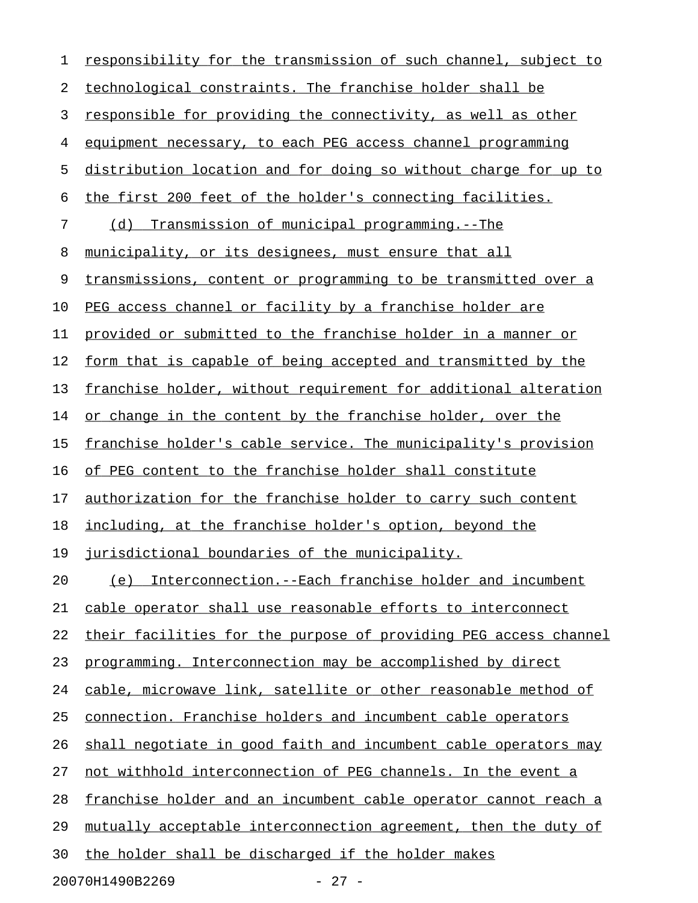responsibility for the transmission of such channel, subject to technological constraints. The franchise holder shall be responsible for providing the connectivity, as well as other equipment necessary, to each PEG access channel programming distribution location and for doing so without charge for up to the first 200 feet of the holder's connecting facilities.

(d) Transmission of municipal programming.--The municipality, or its designees, must ensure that all transmissions, content or programming to be transmitted over a PEG access channel or facility by a franchise holder are provided or submitted to the franchise holder in a manner or form that is capable of being accepted and transmitted by the franchise holder, without requirement for additional alteration or change in the content by the franchise holder, over the franchise holder's cable service. The municipality's provision of PEG content to the franchise holder shall constitute authorization for the franchise holder to carry such content including, at the franchise holder's option, beyond the jurisdictional boundaries of the municipality.

(e) Interconnection.--Each franchise holder and incumbent cable operator shall use reasonable efforts to interconnect their facilities for the purpose of providing PEG access channel programming. Interconnection may be accomplished by direct cable, microwave link, satellite or other reasonable method of connection. Franchise holders and incumbent cable operators shall negotiate in good faith and incumbent cable operators may not withhold interconnection of PEG channels. In the event a franchise holder and an incumbent cable operator cannot reach a mutually acceptable interconnection agreement, then the duty of the holder shall be discharged if the holder makes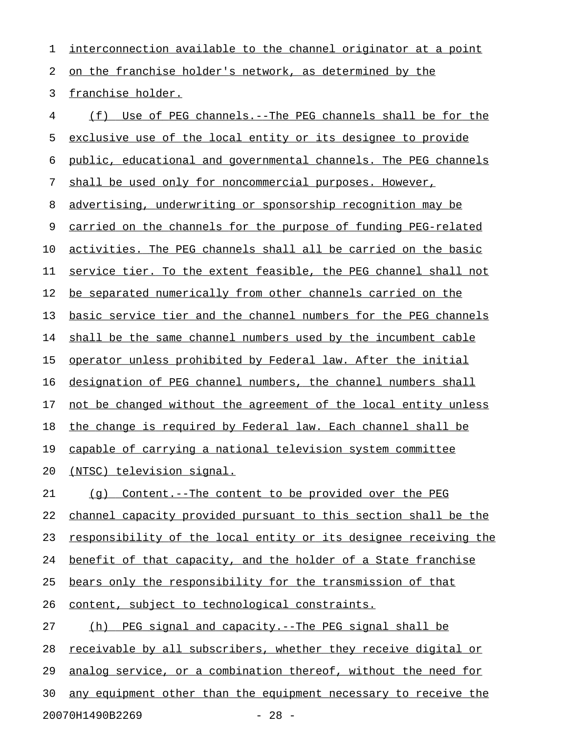interconnection available to the channel originator at a point on the franchise holder's network, as determined by the franchise holder.

(f) Use of PEG channels.--The PEG channels shall be for the exclusive use of the local entity or its designee to provide public, educational and governmental channels. The PEG channels shall be used only for noncommercial purposes. However, advertising, underwriting or sponsorship recognition may be carried on the channels for the purpose of funding PEG-related activities. The PEG channels shall all be carried on the basic service tier. To the extent feasible, the PEG channel shall not be separated numerically from other channels carried on the basic service tier and the channel numbers for the PEG channels shall be the same channel numbers used by the incumbent cable operator unless prohibited by Federal law. After the initial designation of PEG channel numbers, the channel numbers shall not be changed without the agreement of the local entity unless the change is required by Federal law. Each channel shall be capable of carrying a national television system committee (NTSC) television signal.

(g) Content.--The content to be provided over the PEG channel capacity provided pursuant to this section shall be the responsibility of the local entity or its designee receiving the benefit of that capacity, and the holder of a State franchise bears only the responsibility for the transmission of that content, subject to technological constraints.

(h) PEG signal and capacity.--The PEG signal shall be receivable by all subscribers, whether they receive digital or analog service, or a combination thereof, without the need for any equipment other than the equipment necessary to receive the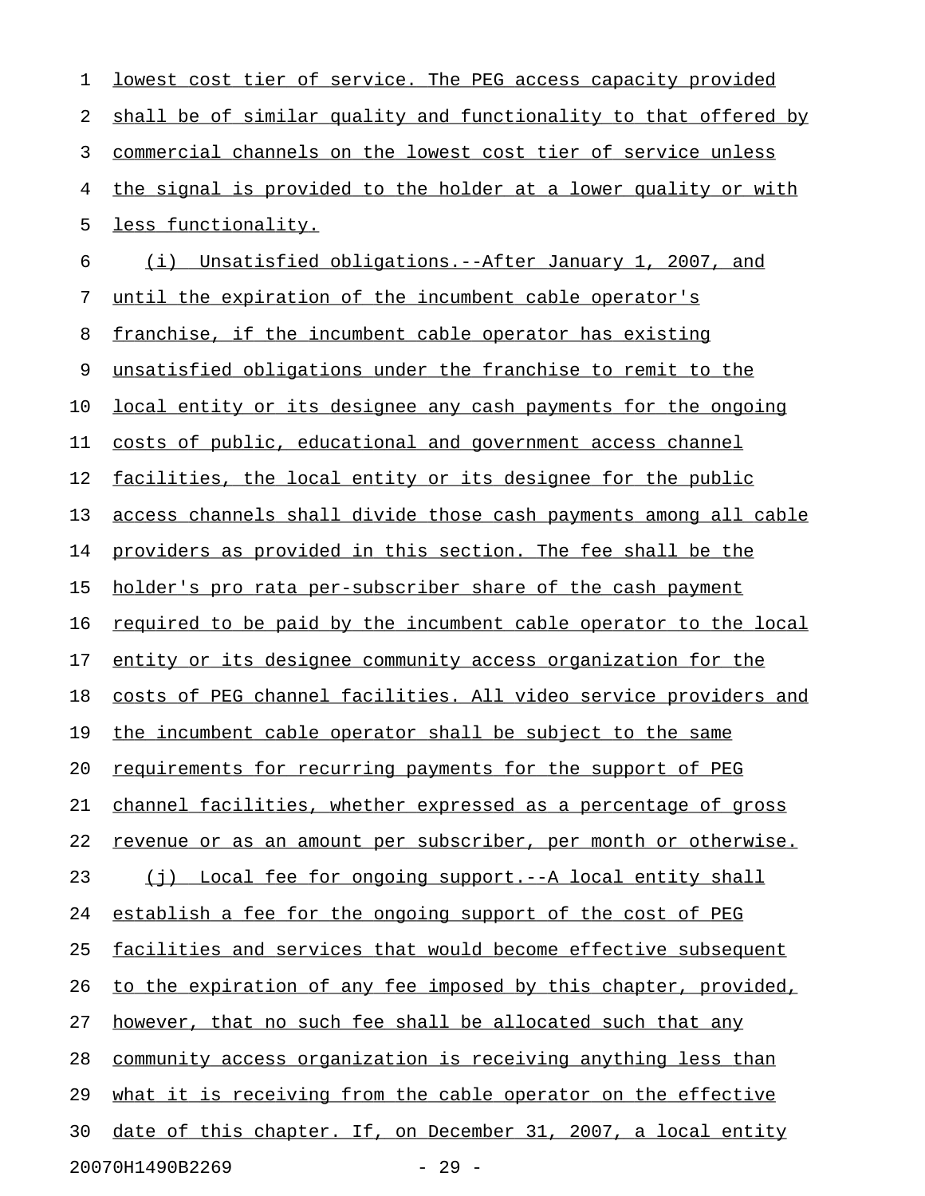lowest cost tier of service. The PEG access capacity provided shall be of similar quality and functionality to that offered by commercial channels on the lowest cost tier of service unless the signal is provided to the holder at a lower quality or with less functionality.

(i) Unsatisfied obligations.--After January 1, 2007, and until the expiration of the incumbent cable operator's franchise, if the incumbent cable operator has existing unsatisfied obligations under the franchise to remit to the local entity or its designee any cash payments for the ongoing costs of public, educational and government access channel facilities, the local entity or its designee for the public access channels shall divide those cash payments among all cable providers as provided in this section. The fee shall be the holder's pro rata per-subscriber share of the cash payment required to be paid by the incumbent cable operator to the local entity or its designee community access organization for the costs of PEG channel facilities. All video service providers and the incumbent cable operator shall be subject to the same requirements for recurring payments for the support of PEG channel facilities, whether expressed as a percentage of gross revenue or as an amount per subscriber, per month or otherwise.

(j) Local fee for ongoing support.--A local entity shall establish a fee for the ongoing support of the cost of PEG facilities and services that would become effective subsequent to the expiration of any fee imposed by this chapter, provided, however, that no such fee shall be allocated such that any community access organization is receiving anything less than what it is receiving from the cable operator on the effective date of this chapter. If, on December 31, 2007, a local entity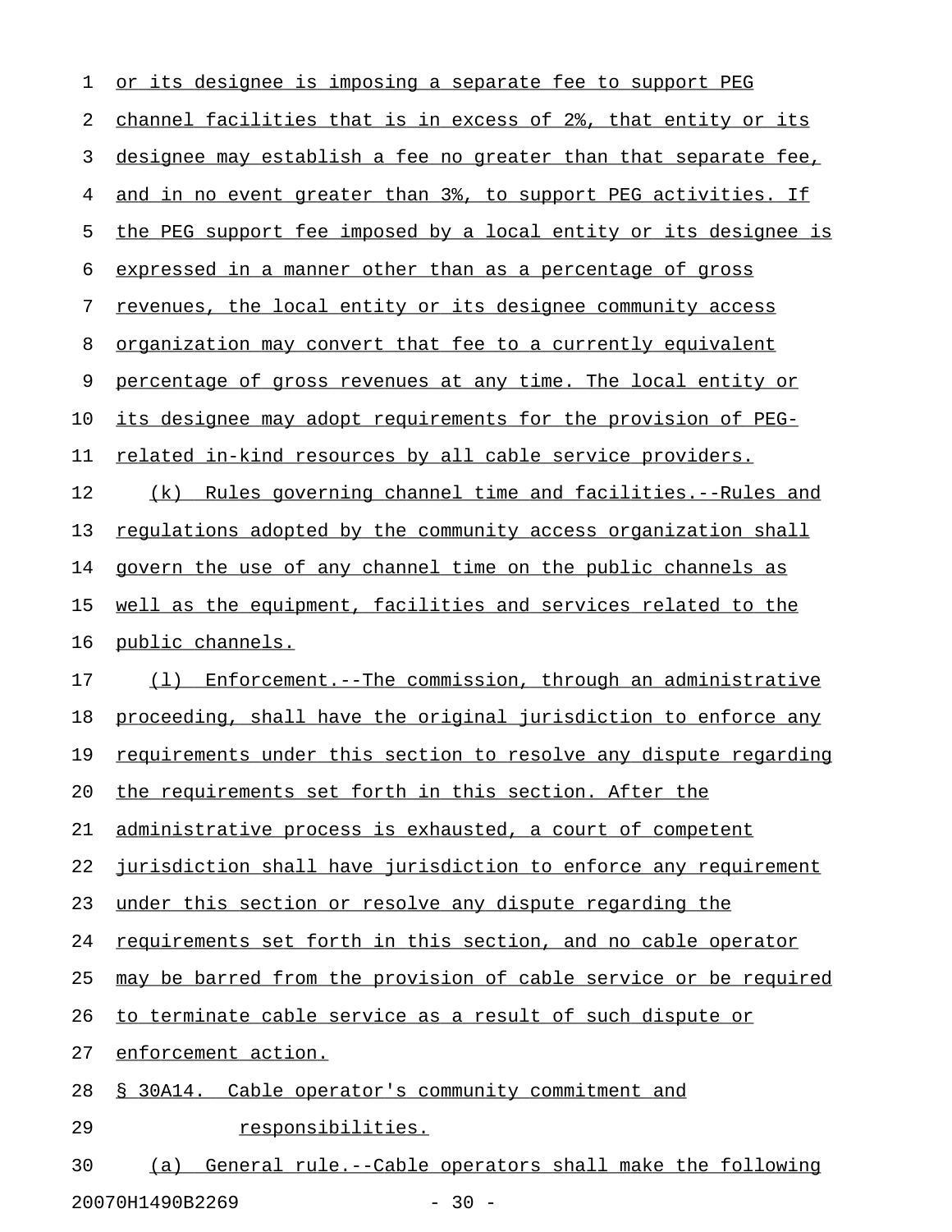or its designee is imposing a separate fee to support PEG channel facilities that is in excess of 2%, that entity or its designee may establish a fee no greater than that separate fee, and in no event greater than 3%, to support PEG activities. If the PEG support fee imposed by a local entity or its designee is expressed in a manner other than as a percentage of gross revenues, the local entity or its designee community access organization may convert that fee to a currently equivalent percentage of gross revenues at any time. The local entity or its designee may adopt requirements for the provision of PEG-related in-kind resources by all cable service providers.

(k) Rules governing channel time and facilities.--Rules and regulations adopted by the community access organization shall govern the use of any channel time on the public channels as well as the equipment, facilities and services related to the public channels.

(l) Enforcement.--The commission, through an administrative proceeding, shall have the original jurisdiction to enforce any requirements under this section to resolve any dispute regarding the requirements set forth in this section. After the administrative process is exhausted, a court of competent jurisdiction shall have jurisdiction to enforce any requirement under this section or resolve any dispute regarding the requirements set forth in this section, and no cable operator may be barred from the provision of cable service or be required to terminate cable service as a result of such dispute or enforcement action.

§ 30A14. Cable operator's community commitment and responsibilities.

(a) General rule.--Cable operators shall make the following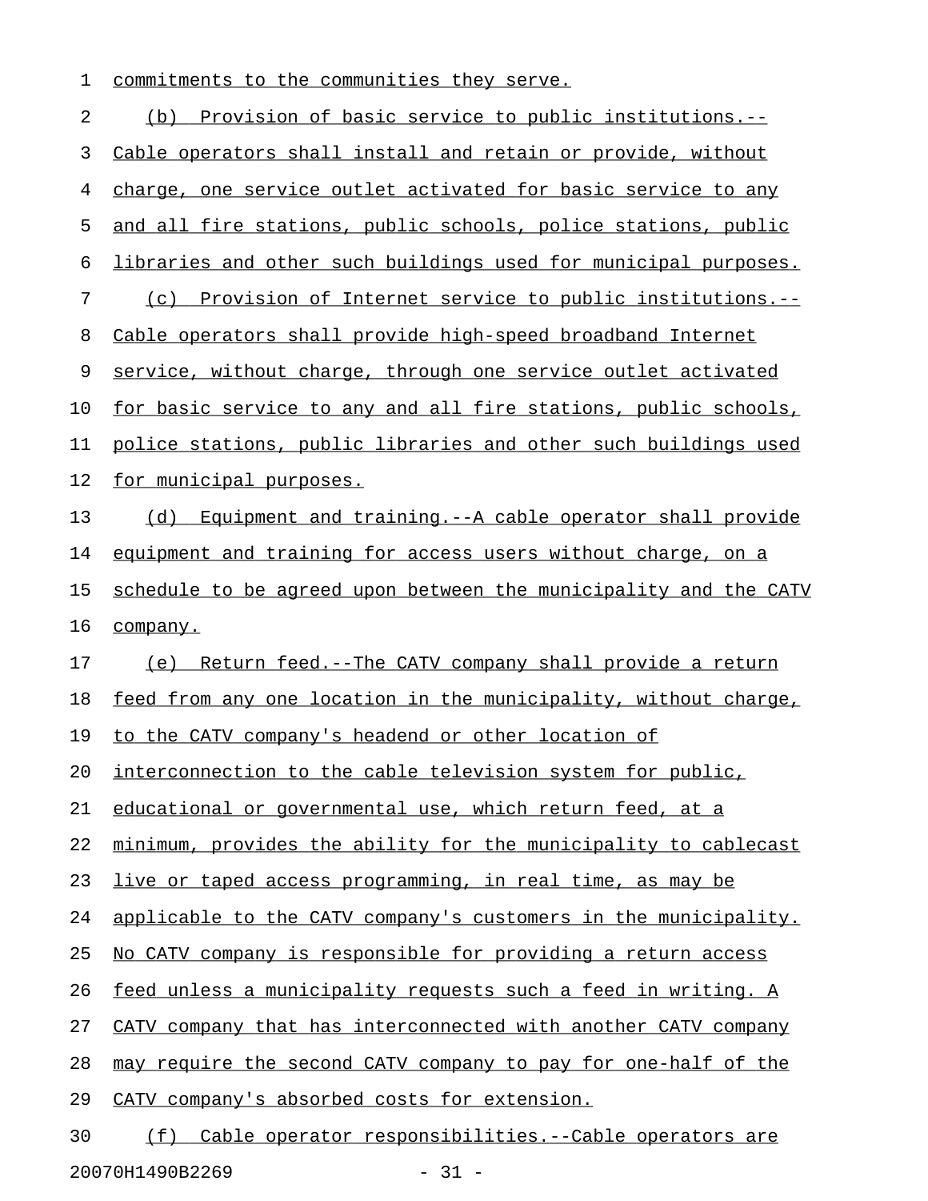commitments to the communities they serve.

(b) Provision of basic service to public institutions.--Cable operators shall install and retain or provide, without charge, one service outlet activated for basic service to any and all fire stations, public schools, police stations, public libraries and other such buildings used for municipal purposes.

(c) Provision of Internet service to public institutions.--Cable operators shall provide high-speed broadband Internet service, without charge, through one service outlet activated for basic service to any and all fire stations, public schools, police stations, public libraries and other such buildings used for municipal purposes.

(d) Equipment and training.--A cable operator shall provide equipment and training for access users without charge, on a schedule to be agreed upon between the municipality and the CATV company.

(e) Return feed.--The CATV company shall provide a return feed from any one location in the municipality, without charge, to the CATV company's headend or other location of interconnection to the cable television system for public, educational or governmental use, which return feed, at a minimum, provides the ability for the municipality to cablecast live or taped access programming, in real time, as may be applicable to the CATV company's customers in the municipality. No CATV company is responsible for providing a return access feed unless a municipality requests such a feed in writing. A CATV company that has interconnected with another CATV company may require the second CATV company to pay for one-half of the CATV company's absorbed costs for extension.

(f) Cable operator responsibilities.--Cable operators are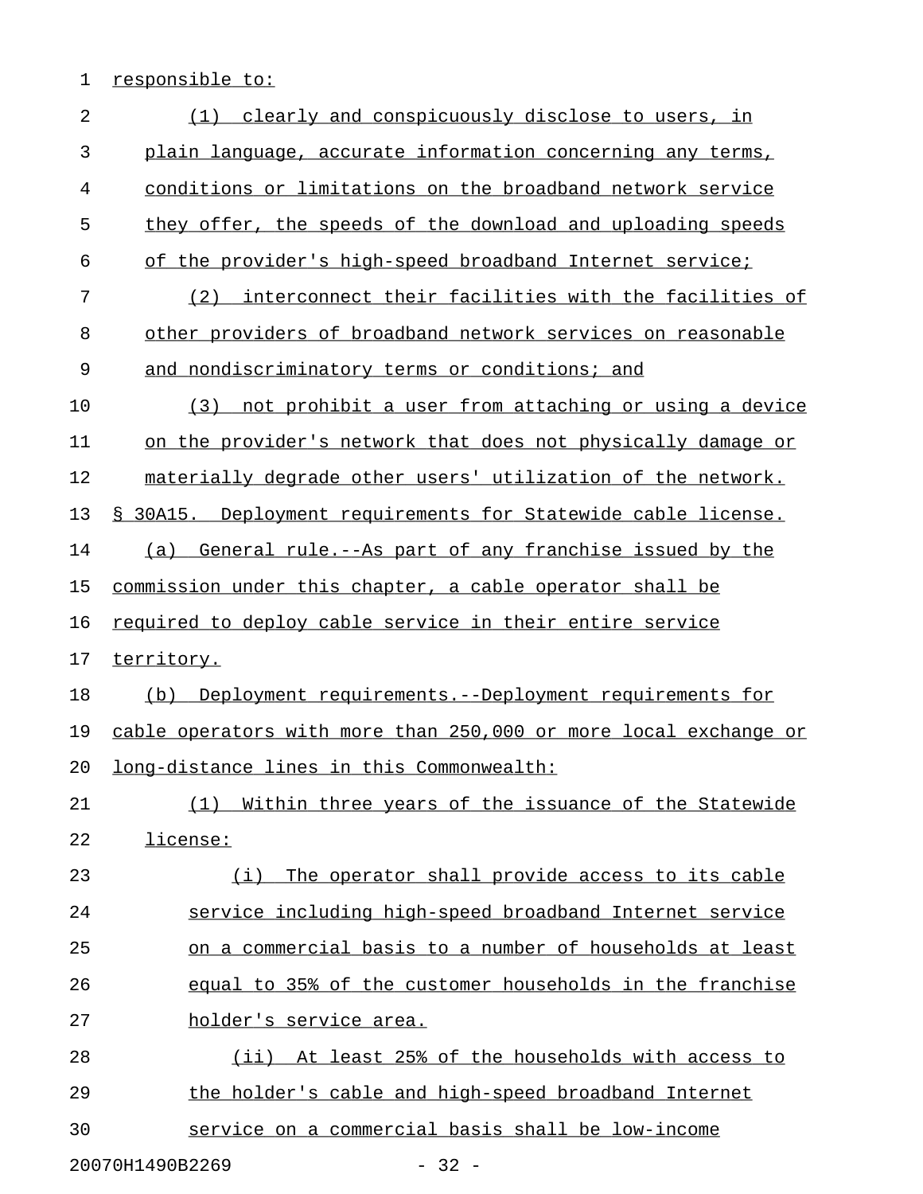responsible to:

(1) clearly and conspicuously disclose to users, in plain language, accurate information concerning any terms, conditions or limitations on the broadband network service they offer, the speeds of the download and uploading speeds of the provider's high-speed broadband Internet service;

(2) interconnect their facilities with the facilities of other providers of broadband network services on reasonable and nondiscriminatory terms or conditions; and

(3) not prohibit a user from attaching or using a device on the provider's network that does not physically damage or materially degrade other users' utilization of the network.

§ 30A15. Deployment requirements for Statewide cable license.

(a) General rule.--As part of any franchise issued by the commission under this chapter, a cable operator shall be required to deploy cable service in their entire service territory.

(b) Deployment requirements.--Deployment requirements for cable operators with more than 250,000 or more local exchange or long-distance lines in this Commonwealth:

(1) Within three years of the issuance of the Statewide license:

(i) The operator shall provide access to its cable service including high-speed broadband Internet service on a commercial basis to a number of households at least equal to 35% of the customer households in the franchise holder's service area.

(ii) At least 25% of the households with access to the holder's cable and high-speed broadband Internet service on a commercial basis shall be low-income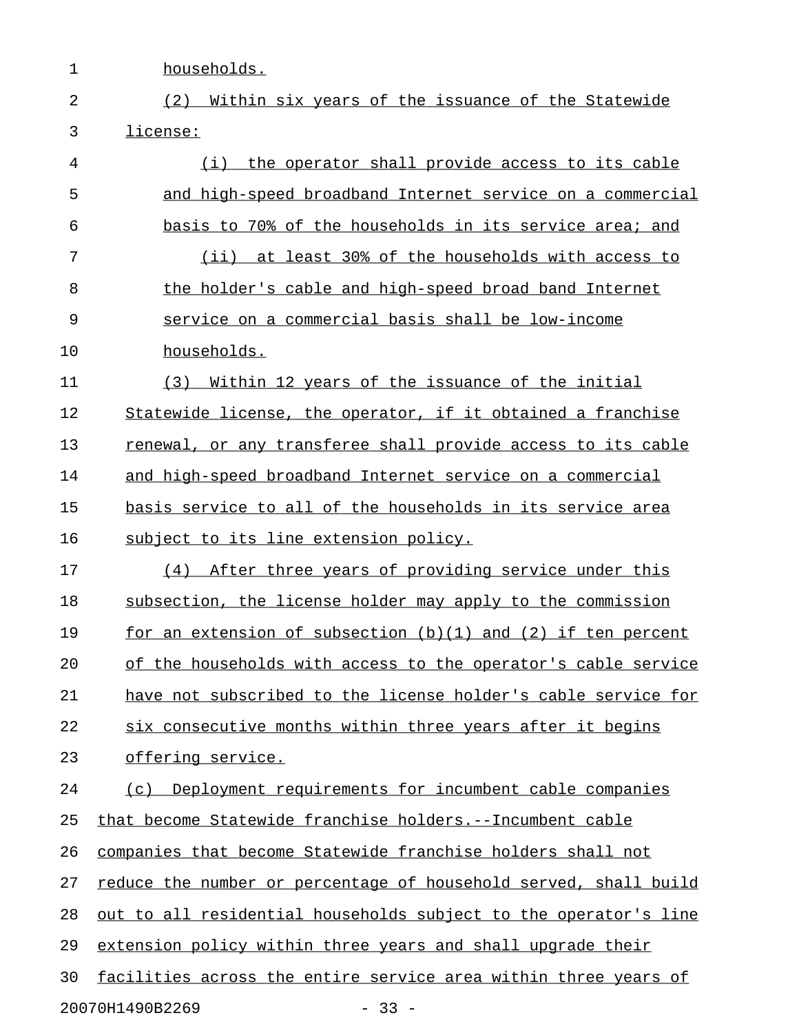households.

(2) Within six years of the issuance of the Statewide license:

(i) the operator shall provide access to its cable and high-speed broadband Internet service on a commercial basis to 70% of the households in its service area; and

(ii) at least 30% of the households with access to the holder's cable and high-speed broad band Internet service on a commercial basis shall be low-income households.

(3) Within 12 years of the issuance of the initial Statewide license, the operator, if it obtained a franchise renewal, or any transferee shall provide access to its cable and high-speed broadband Internet service on a commercial basis service to all of the households in its service area subject to its line extension policy.

(4) After three years of providing service under this subsection, the license holder may apply to the commission for an extension of subsection (b)(1) and (2) if ten percent of the households with access to the operator's cable service have not subscribed to the license holder's cable service for six consecutive months within three years after it begins offering service.

(c) Deployment requirements for incumbent cable companies that become Statewide franchise holders.--Incumbent cable companies that become Statewide franchise holders shall not reduce the number or percentage of household served, shall build out to all residential households subject to the operator's line extension policy within three years and shall upgrade their facilities across the entire service area within three years of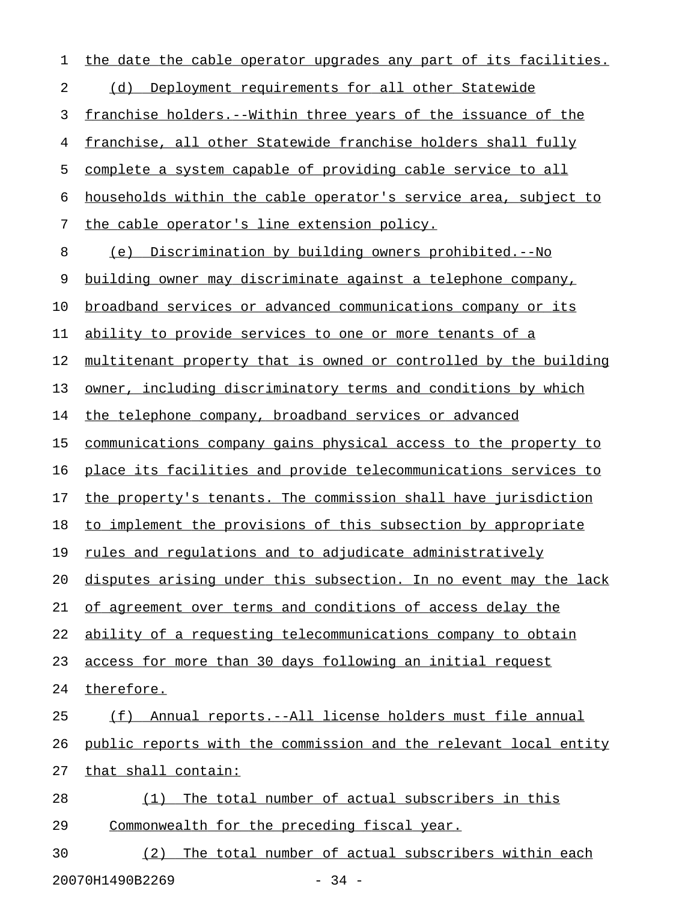the date the cable operator upgrades any part of its facilities.

(d) Deployment requirements for all other Statewide franchise holders.--Within three years of the issuance of the franchise, all other Statewide franchise holders shall fully complete a system capable of providing cable service to all households within the cable operator's service area, subject to the cable operator's line extension policy.

(e) Discrimination by building owners prohibited.--No building owner may discriminate against a telephone company, broadband services or advanced communications company or its ability to provide services to one or more tenants of a multitenant property that is owned or controlled by the building owner, including discriminatory terms and conditions by which the telephone company, broadband services or advanced communications company gains physical access to the property to place its facilities and provide telecommunications services to the property's tenants. The commission shall have jurisdiction to implement the provisions of this subsection by appropriate rules and regulations and to adjudicate administratively disputes arising under this subsection. In no event may the lack of agreement over terms and conditions of access delay the ability of a requesting telecommunications company to obtain access for more than 30 days following an initial request therefore.

(f) Annual reports.--All license holders must file annual public reports with the commission and the relevant local entity that shall contain:

(1) The total number of actual subscribers in this Commonwealth for the preceding fiscal year.

(2) The total number of actual subscribers within each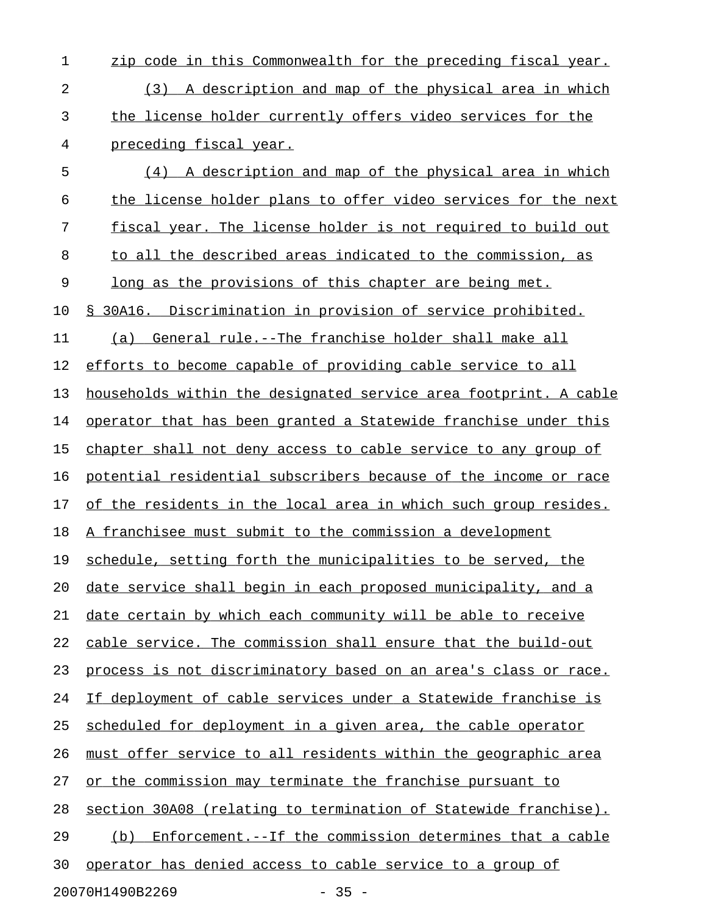zip code in this Commonwealth for the preceding fiscal year.

(3) A description and map of the physical area in which the license holder currently offers video services for the preceding fiscal year.

(4) A description and map of the physical area in which the license holder plans to offer video services for the next fiscal year. The license holder is not required to build out to all the described areas indicated to the commission, as long as the provisions of this chapter are being met.

§ 30A16. Discrimination in provision of service prohibited.

(a) General rule.--The franchise holder shall make all efforts to become capable of providing cable service to all households within the designated service area footprint. A cable operator that has been granted a Statewide franchise under this chapter shall not deny access to cable service to any group of potential residential subscribers because of the income or race of the residents in the local area in which such group resides. A franchisee must submit to the commission a development schedule, setting forth the municipalities to be served, the date service shall begin in each proposed municipality, and a date certain by which each community will be able to receive cable service. The commission shall ensure that the build-out process is not discriminatory based on an area's class or race. If deployment of cable services under a Statewide franchise is scheduled for deployment in a given area, the cable operator must offer service to all residents within the geographic area or the commission may terminate the franchise pursuant to section 30A08 (relating to termination of Statewide franchise).

(b) Enforcement.--If the commission determines that a cable operator has denied access to cable service to a group of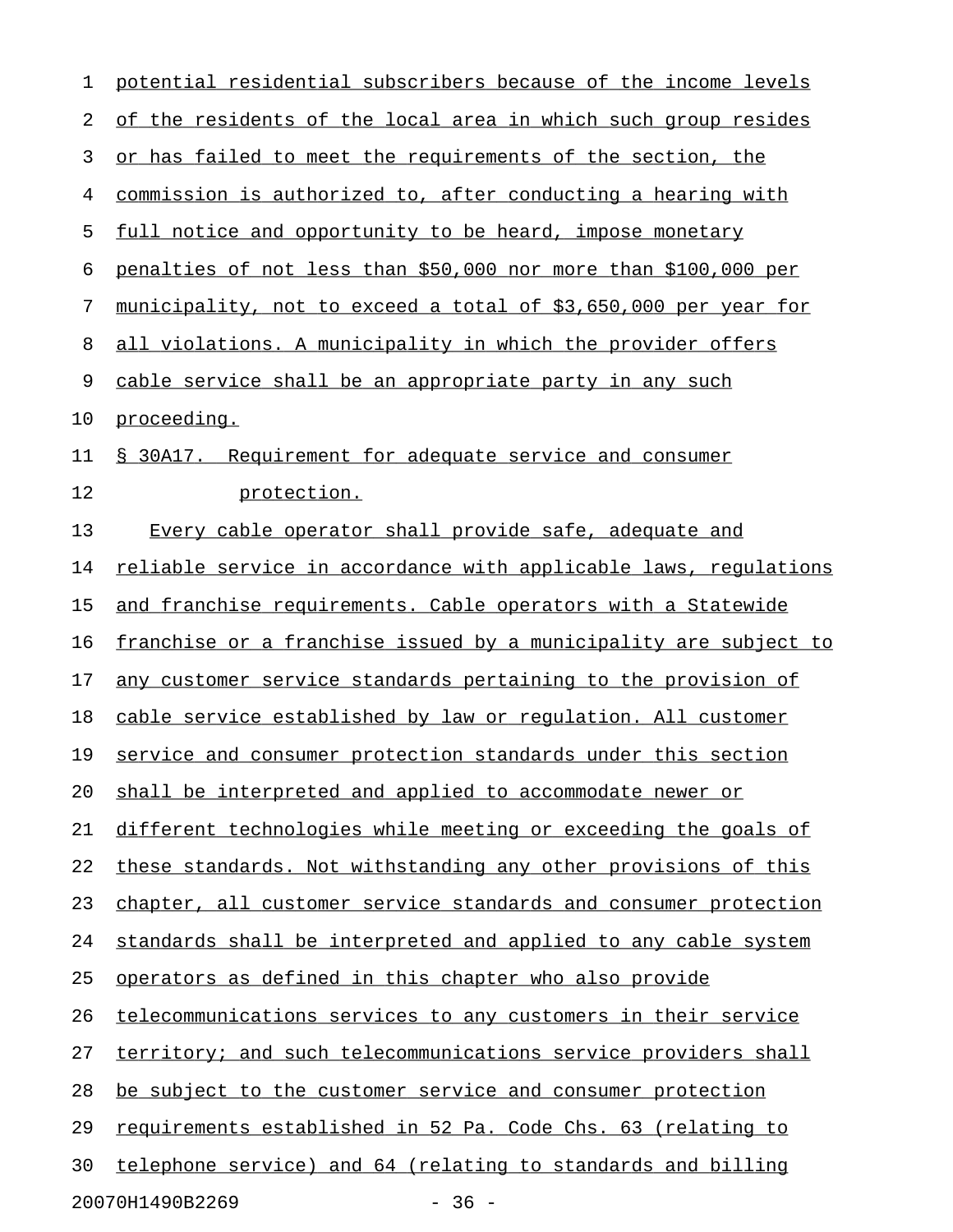potential residential subscribers because of the income levels of the residents of the local area in which such group resides or has failed to meet the requirements of the section, the commission is authorized to, after conducting a hearing with full notice and opportunity to be heard, impose monetary penalties of not less than $50,000 nor more than $100,000 per municipality, not to exceed a total of $3,650,000 per year for all violations. A municipality in which the provider offers cable service shall be an appropriate party in any such proceeding.

§ 30A17. Requirement for adequate service and consumer protection.

Every cable operator shall provide safe, adequate and reliable service in accordance with applicable laws, regulations and franchise requirements. Cable operators with a Statewide franchise or a franchise issued by a municipality are subject to any customer service standards pertaining to the provision of cable service established by law or regulation. All customer service and consumer protection standards under this section shall be interpreted and applied to accommodate newer or different technologies while meeting or exceeding the goals of these standards. Not withstanding any other provisions of this chapter, all customer service standards and consumer protection standards shall be interpreted and applied to any cable system operators as defined in this chapter who also provide telecommunications services to any customers in their service territory; and such telecommunications service providers shall be subject to the customer service and consumer protection requirements established in 52 Pa. Code Chs. 63 (relating to telephone service) and 64 (relating to standards and billing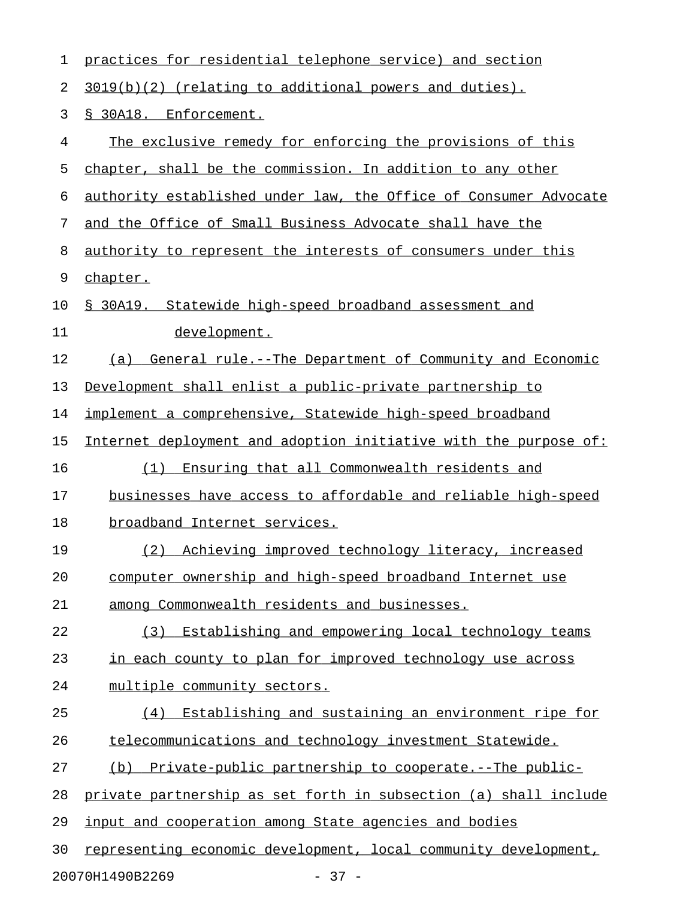practices for residential telephone service) and section 3019(b)(2) (relating to additional powers and duties).

§ 30A18. Enforcement.

The exclusive remedy for enforcing the provisions of this chapter, shall be the commission. In addition to any other authority established under law, the Office of Consumer Advocate and the Office of Small Business Advocate shall have the authority to represent the interests of consumers under this chapter.

§ 30A19. Statewide high-speed broadband assessment and development.

(a) General rule.--The Department of Community and Economic Development shall enlist a public-private partnership to implement a comprehensive, Statewide high-speed broadband Internet deployment and adoption initiative with the purpose of:

(1) Ensuring that all Commonwealth residents and businesses have access to affordable and reliable high-speed broadband Internet services.

(2) Achieving improved technology literacy, increased computer ownership and high-speed broadband Internet use among Commonwealth residents and businesses.

(3) Establishing and empowering local technology teams in each county to plan for improved technology use across multiple community sectors.

(4) Establishing and sustaining an environment ripe for telecommunications and technology investment Statewide.

(b) Private-public partnership to cooperate.--The public-private partnership as set forth in subsection (a) shall include input and cooperation among State agencies and bodies representing economic development, local community development,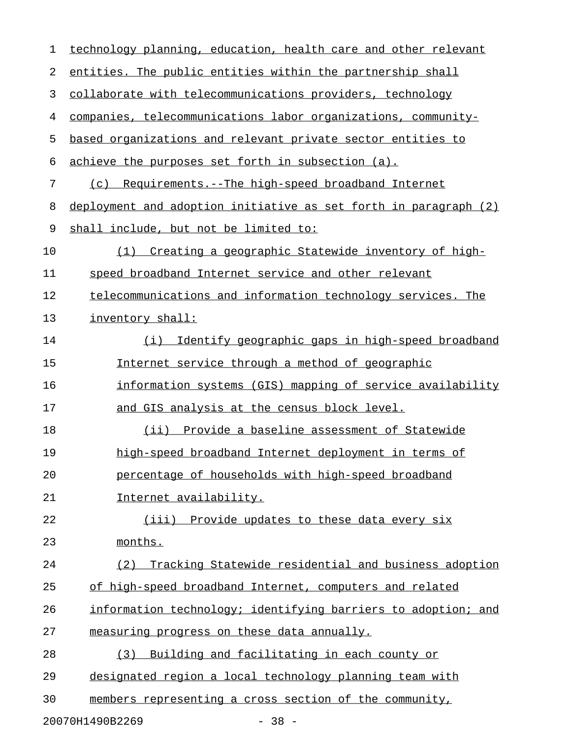technology planning, education, health care and other relevant entities. The public entities within the partnership shall collaborate with telecommunications providers, technology companies, telecommunications labor organizations, community-based organizations and relevant private sector entities to achieve the purposes set forth in subsection (a).

(c) Requirements.--The high-speed broadband Internet deployment and adoption initiative as set forth in paragraph (2) shall include, but not be limited to:

(1) Creating a geographic Statewide inventory of high-speed broadband Internet service and other relevant telecommunications and information technology services. The inventory shall:

(i) Identify geographic gaps in high-speed broadband Internet service through a method of geographic information systems (GIS) mapping of service availability and GIS analysis at the census block level.

(ii) Provide a baseline assessment of Statewide high-speed broadband Internet deployment in terms of percentage of households with high-speed broadband Internet availability.

(iii) Provide updates to these data every six months.

(2) Tracking Statewide residential and business adoption of high-speed broadband Internet, computers and related information technology; identifying barriers to adoption; and measuring progress on these data annually.

(3) Building and facilitating in each county or designated region a local technology planning team with members representing a cross section of the community,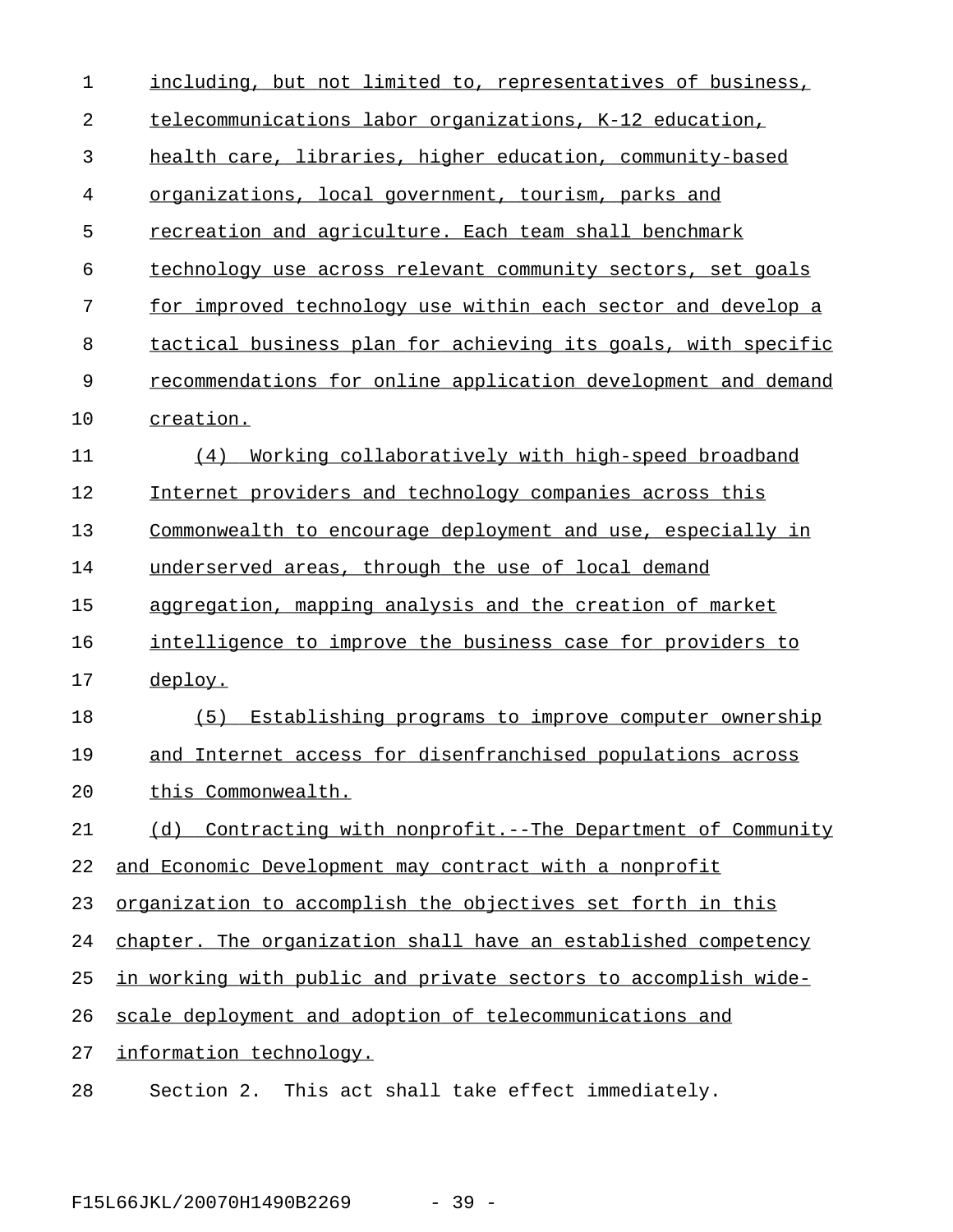including, but not limited to, representatives of business, telecommunications labor organizations, K-12 education, health care, libraries, higher education, community-based organizations, local government, tourism, parks and recreation and agriculture. Each team shall benchmark technology use across relevant community sectors, set goals for improved technology use within each sector and develop a tactical business plan for achieving its goals, with specific recommendations for online application development and demand creation.

(4) Working collaboratively with high-speed broadband Internet providers and technology companies across this Commonwealth to encourage deployment and use, especially in underserved areas, through the use of local demand aggregation, mapping analysis and the creation of market intelligence to improve the business case for providers to deploy.

(5) Establishing programs to improve computer ownership and Internet access for disenfranchised populations across this Commonwealth.

(d) Contracting with nonprofit.--The Department of Community and Economic Development may contract with a nonprofit organization to accomplish the objectives set forth in this chapter. The organization shall have an established competency in working with public and private sectors to accomplish wide-scale deployment and adoption of telecommunications and information technology.

Section 2. This act shall take effect immediately.